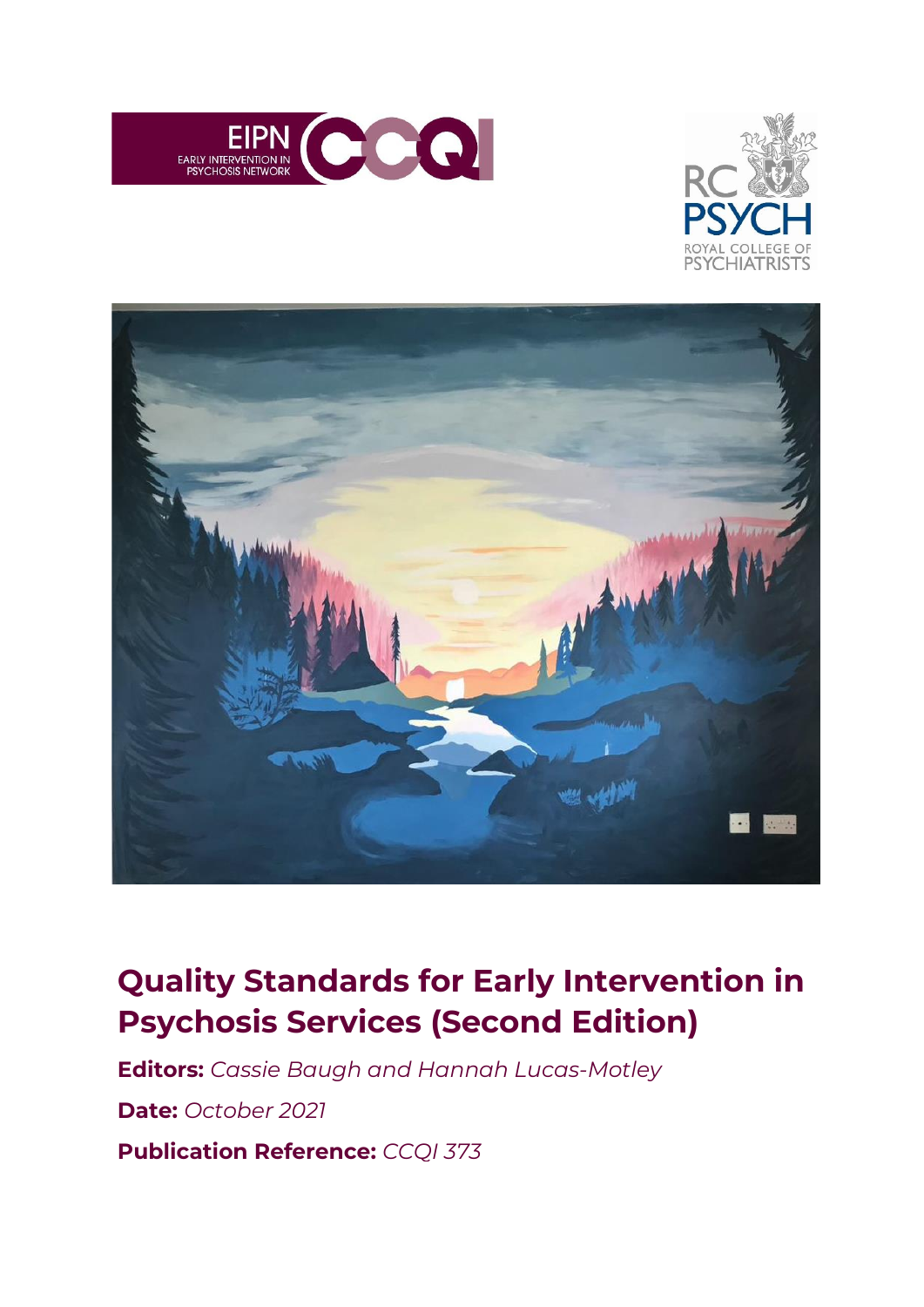# Quality Standards for Early Intervention in Psychosis Services (Second Edition)

**Editors:** *Cassie Baugh and Hannah Lucas-Motley*

**Date:** *October 2021*

**Publication Reference:** *CCQI 373*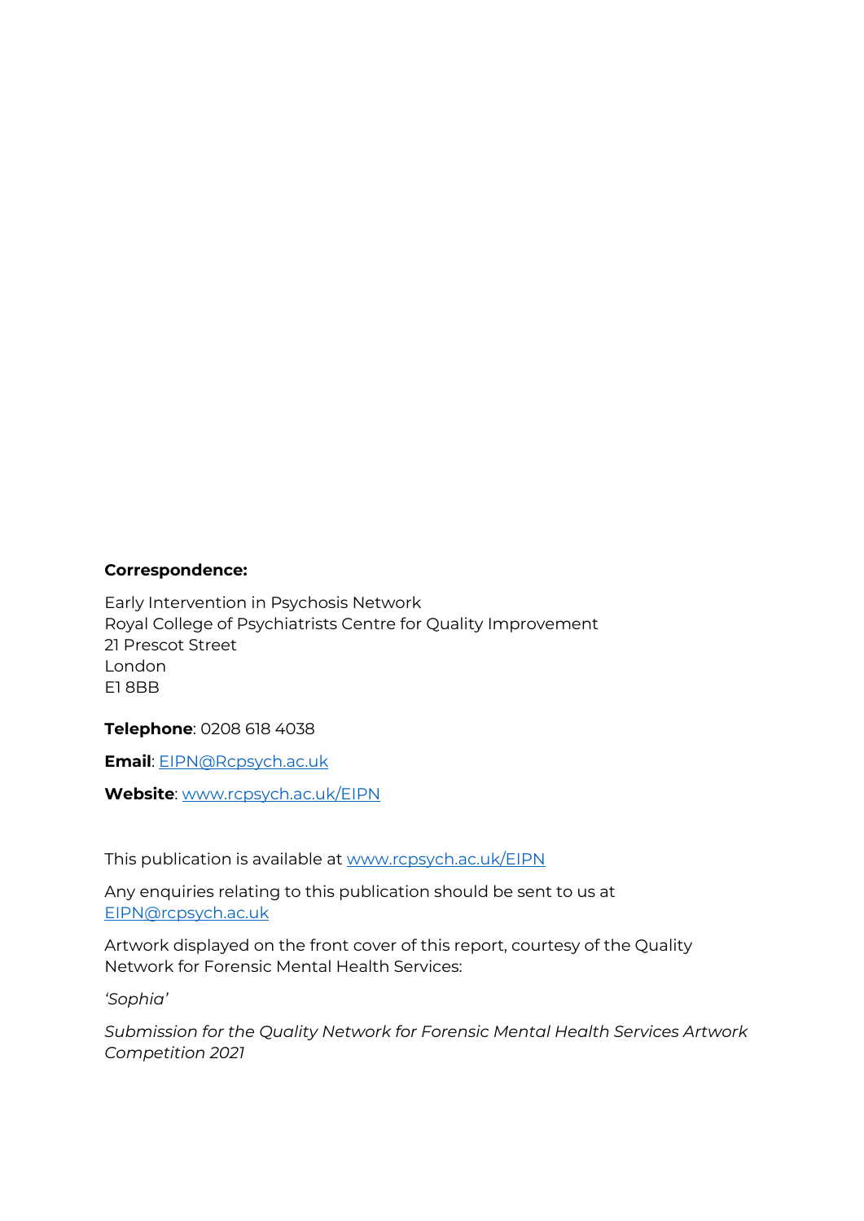**Correspondence:**

Early Intervention in Psychosis Network  
Royal College of Psychiatrists Centre for Quality Improvement  
21 Prescot Street  
London  
E1 8BB

**Telephone**: 0208 618 4038

**Email**: EIPN@Rcpsych.ac.uk

**Website**: www.rcpsych.ac.uk/EIPN

This publication is available at www.rcpsych.ac.uk/EIPN

Any enquiries relating to this publication should be sent to us at EIPN@rcpsych.ac.uk

Artwork displayed on the front cover of this report, courtesy of the Quality Network for Forensic Mental Health Services:

*'Sophia'*

*Submission for the Quality Network for Forensic Mental Health Services Artwork Competition 2021*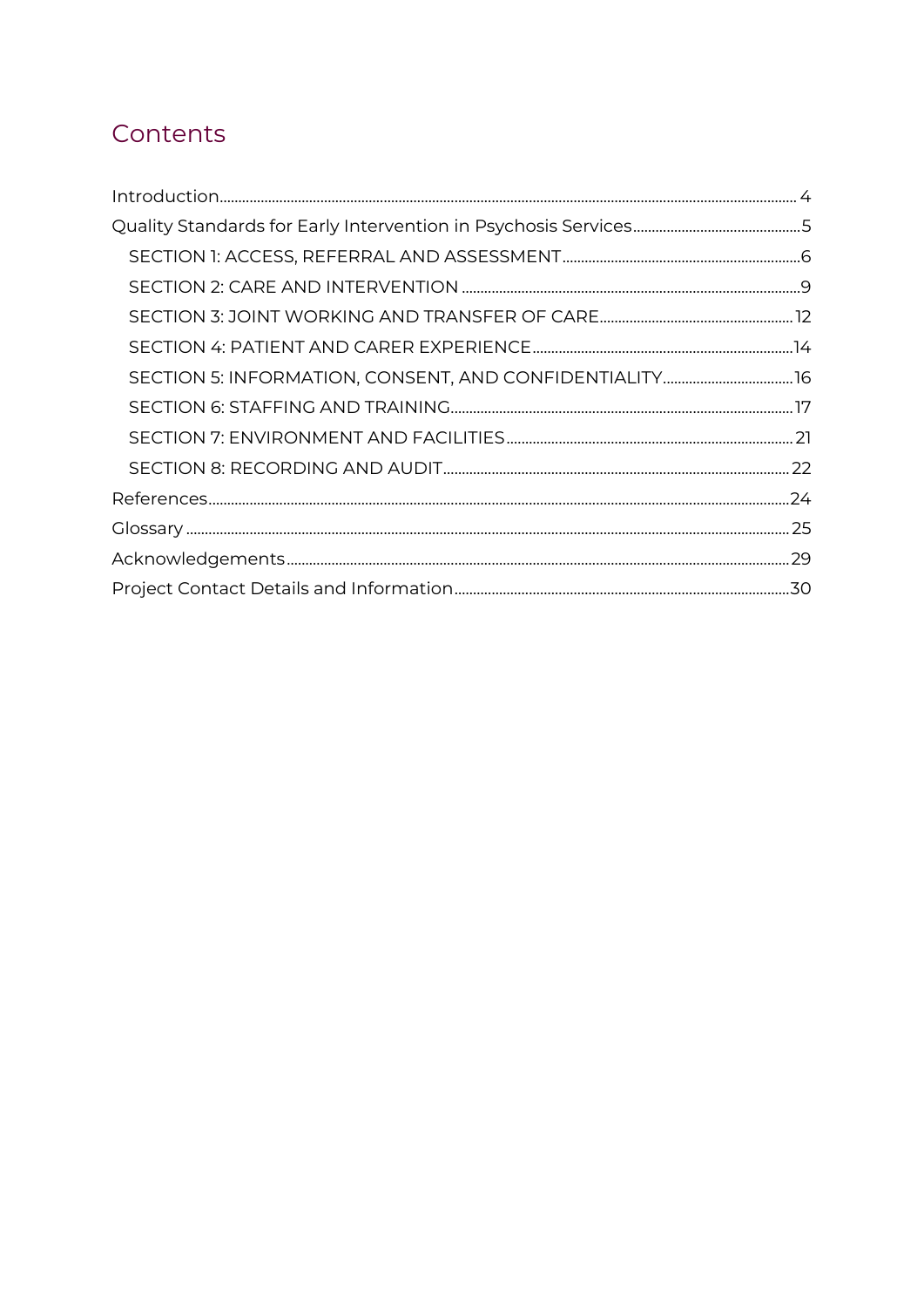# Contents

- Introduction ... 4
- Quality Standards for Early Intervention in Psychosis Services ... 5
  - SECTION 1: ACCESS, REFERRAL AND ASSESSMENT ... 6
  - SECTION 2: CARE AND INTERVENTION ... 9
  - SECTION 3: JOINT WORKING AND TRANSFER OF CARE ... 12
  - SECTION 4: PATIENT AND CARER EXPERIENCE ... 14
  - SECTION 5: INFORMATION, CONSENT, AND CONFIDENTIALITY ... 16
  - SECTION 6: STAFFING AND TRAINING ... 17
  - SECTION 7: ENVIRONMENT AND FACILITIES ... 21
  - SECTION 8: RECORDING AND AUDIT ... 22
- References ... 24
- Glossary ... 25
- Acknowledgements ... 29
- Project Contact Details and Information ... 30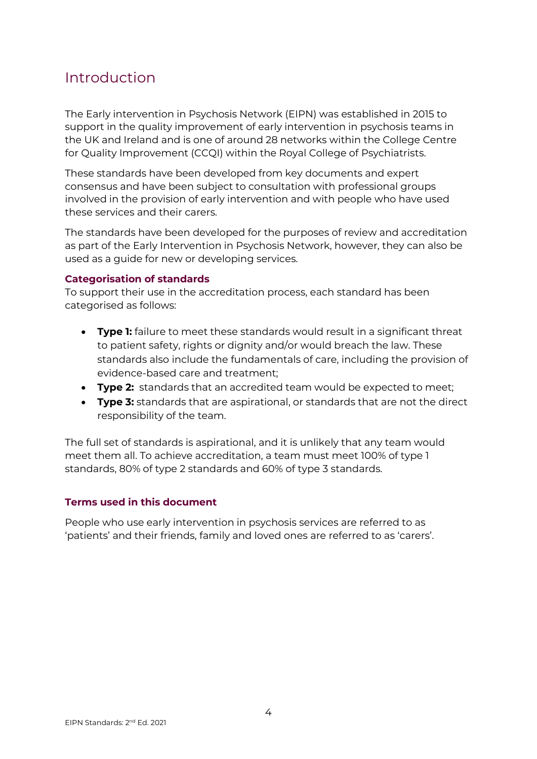# Introduction

The Early intervention in Psychosis Network (EIPN) was established in 2015 to support in the quality improvement of early intervention in psychosis teams in the UK and Ireland and is one of around 28 networks within the College Centre for Quality Improvement (CCQI) within the Royal College of Psychiatrists.

These standards have been developed from key documents and expert consensus and have been subject to consultation with professional groups involved in the provision of early intervention and with people who have used these services and their carers.

The standards have been developed for the purposes of review and accreditation as part of the Early Intervention in Psychosis Network, however, they can also be used as a guide for new or developing services.

### Categorisation of standards

To support their use in the accreditation process, each standard has been categorised as follows:

- **Type 1:** failure to meet these standards would result in a significant threat to patient safety, rights or dignity and/or would breach the law. These standards also include the fundamentals of care, including the provision of evidence-based care and treatment;
- **Type 2:** standards that an accredited team would be expected to meet;
- **Type 3:** standards that are aspirational, or standards that are not the direct responsibility of the team.

The full set of standards is aspirational, and it is unlikely that any team would meet them all. To achieve accreditation, a team must meet 100% of type 1 standards, 80% of type 2 standards and 60% of type 3 standards.

### Terms used in this document

People who use early intervention in psychosis services are referred to as 'patients' and their friends, family and loved ones are referred to as 'carers'.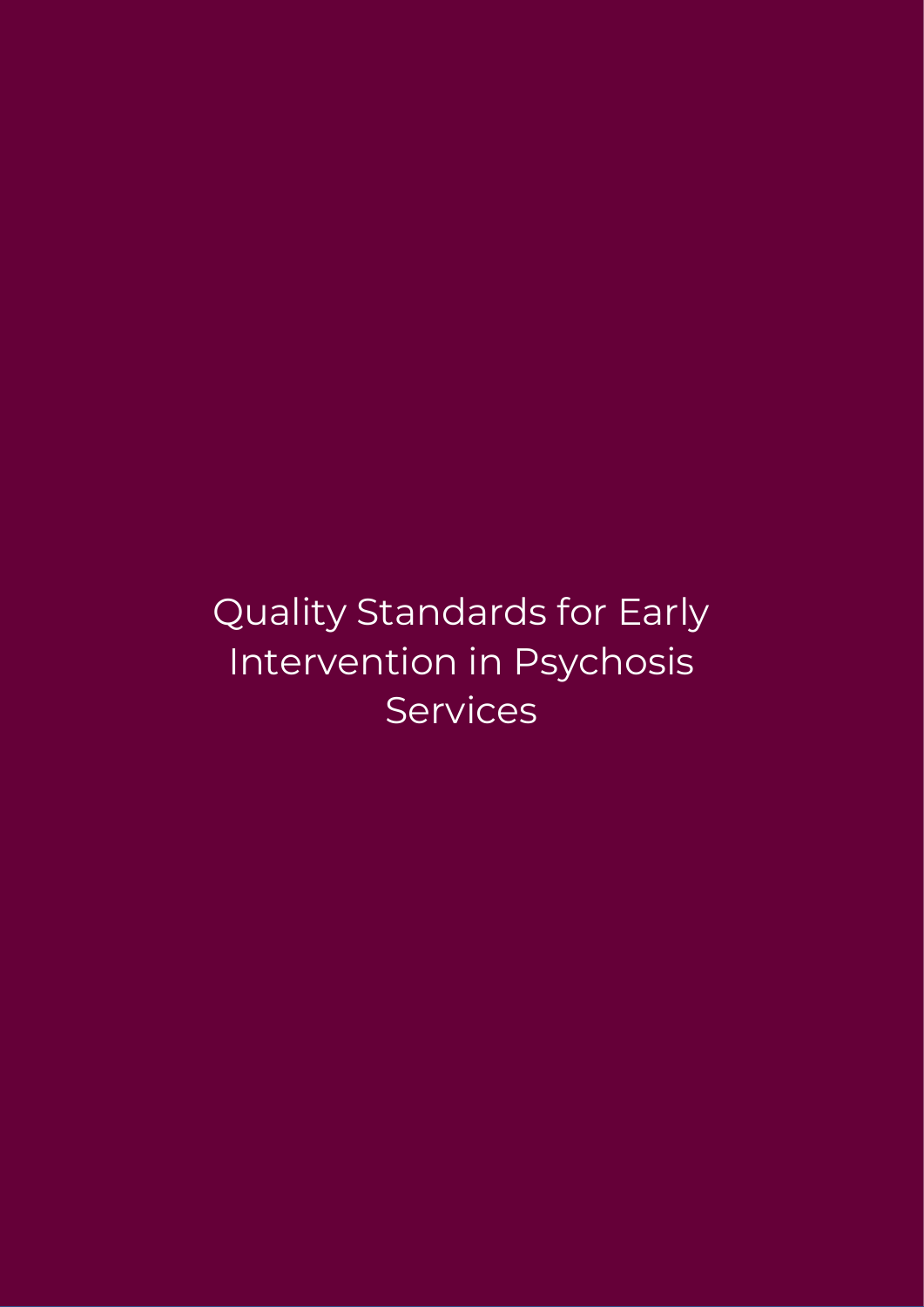# Quality Standards for Early Intervention in Psychosis Services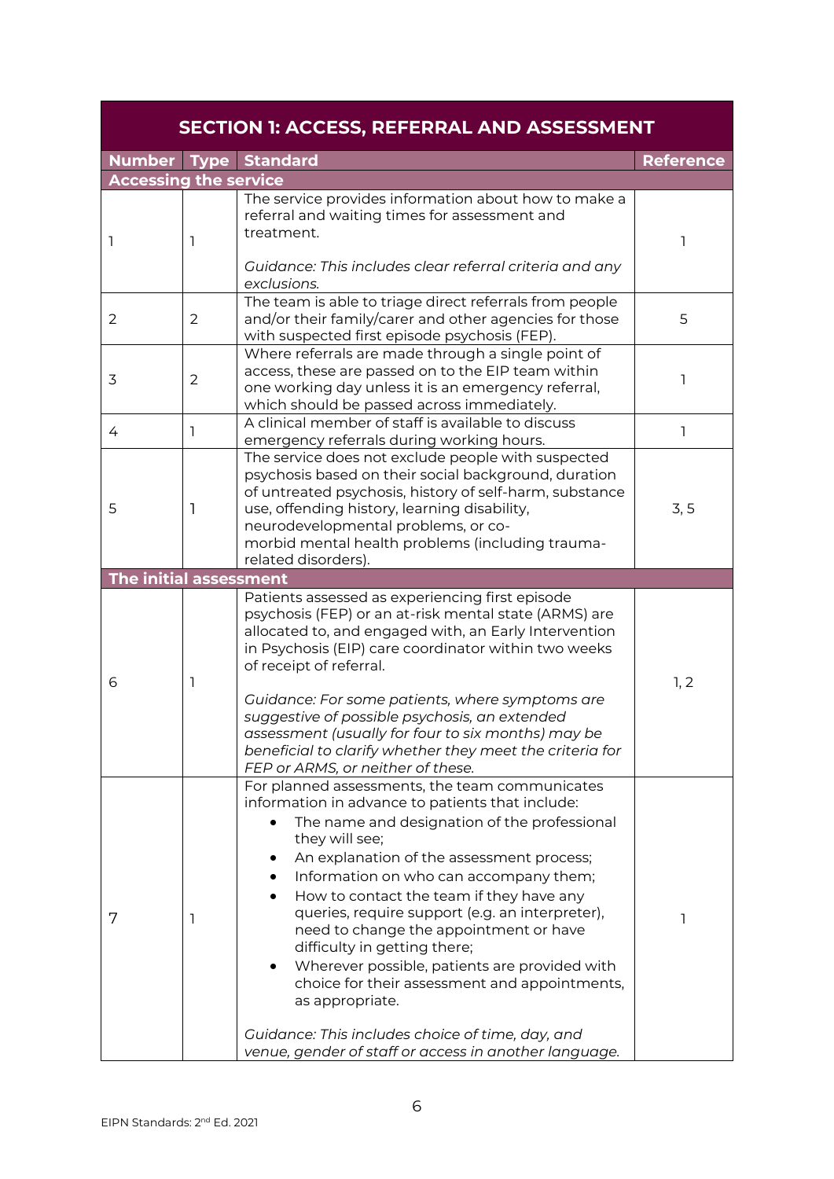| SECTION 1: ACCESS, REFERRAL AND ASSESSMENT | | | |
|---|---|---|---|
| **Number** | **Type** | **Standard** | **Reference** |
| **Accessing the service** | | | |
| 1 | 1 | The service provides information about how to make a referral and waiting times for assessment and treatment.<br><br>*Guidance: This includes clear referral criteria and any exclusions.* | 1 |
| 2 | 2 | The team is able to triage direct referrals from people and/or their family/carer and other agencies for those with suspected first episode psychosis (FEP). | 5 |
| 3 | 2 | Where referrals are made through a single point of access, these are passed on to the EIP team within one working day unless it is an emergency referral, which should be passed across immediately. | 1 |
| 4 | 1 | A clinical member of staff is available to discuss emergency referrals during working hours. | 1 |
| 5 | 1 | The service does not exclude people with suspected psychosis based on their social background, duration of untreated psychosis, history of self-harm, substance use, offending history, learning disability, neurodevelopmental problems, or co-morbid mental health problems (including trauma-related disorders). | 3, 5 |
| **The initial assessment** | | | |
| 6 | 1 | Patients assessed as experiencing first episode psychosis (FEP) or an at-risk mental state (ARMS) are allocated to, and engaged with, an Early Intervention in Psychosis (EIP) care coordinator within two weeks of receipt of referral.<br><br>*Guidance: For some patients, where symptoms are suggestive of possible psychosis, an extended assessment (usually for four to six months) may be beneficial to clarify whether they meet the criteria for FEP or ARMS, or neither of these.* | 1, 2 |
| 7 | 1 | For planned assessments, the team communicates information in advance to patients that include:<br>• The name and designation of the professional they will see;<br>• An explanation of the assessment process;<br>• Information on who can accompany them;<br>• How to contact the team if they have any queries, require support (e.g. an interpreter), need to change the appointment or have difficulty in getting there;<br>• Wherever possible, patients are provided with choice for their assessment and appointments, as appropriate.<br><br>*Guidance: This includes choice of time, day, and venue, gender of staff or access in another language.* | 1 |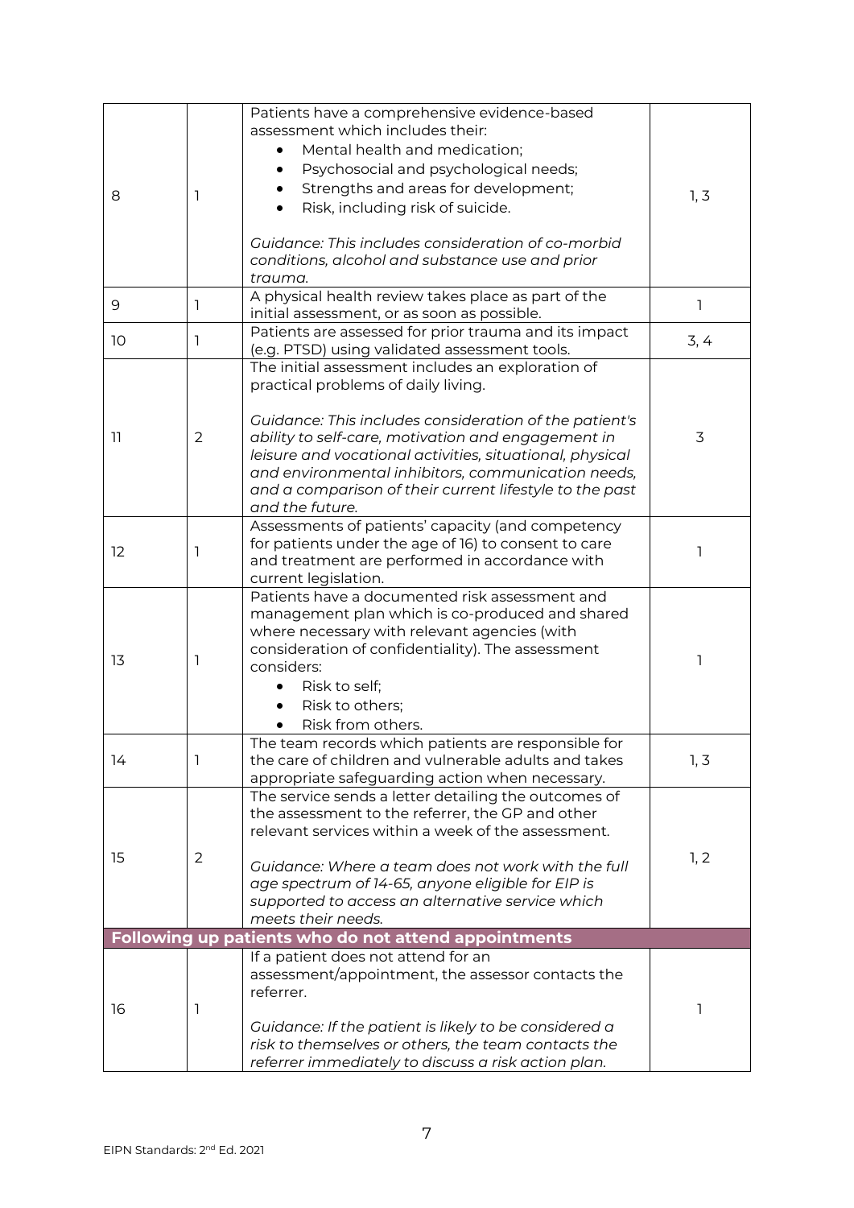| | | | |
|---|---|---|---|
| 8 | 1 | Patients have a comprehensive evidence-based assessment which includes their:<br>• Mental health and medication;<br>• Psychosocial and psychological needs;<br>• Strengths and areas for development;<br>• Risk, including risk of suicide.<br><br>*Guidance: This includes consideration of co-morbid conditions, alcohol and substance use and prior trauma.* | 1, 3 |
| 9 | 1 | A physical health review takes place as part of the initial assessment, or as soon as possible. | 1 |
| 10 | 1 | Patients are assessed for prior trauma and its impact (e.g. PTSD) using validated assessment tools. | 3, 4 |
| 11 | 2 | The initial assessment includes an exploration of practical problems of daily living.<br><br>*Guidance: This includes consideration of the patient's ability to self-care, motivation and engagement in leisure and vocational activities, situational, physical and environmental inhibitors, communication needs, and a comparison of their current lifestyle to the past and the future.* | 3 |
| 12 | 1 | Assessments of patients' capacity (and competency for patients under the age of 16) to consent to care and treatment are performed in accordance with current legislation. | 1 |
| 13 | 1 | Patients have a documented risk assessment and management plan which is co-produced and shared where necessary with relevant agencies (with consideration of confidentiality). The assessment considers:<br>• Risk to self;<br>• Risk to others;<br>• Risk from others. | 1 |
| 14 | 1 | The team records which patients are responsible for the care of children and vulnerable adults and takes appropriate safeguarding action when necessary. | 1, 3 |
| 15 | 2 | The service sends a letter detailing the outcomes of the assessment to the referrer, the GP and other relevant services within a week of the assessment.<br><br>*Guidance: Where a team does not work with the full age spectrum of 14-65, anyone eligible for EIP is supported to access an alternative service which meets their needs.* | 1, 2 |
| **Following up patients who do not attend appointments** | | | |
| 16 | 1 | If a patient does not attend for an assessment/appointment, the assessor contacts the referrer.<br><br>*Guidance: If the patient is likely to be considered a risk to themselves or others, the team contacts the referrer immediately to discuss a risk action plan.* | 1 |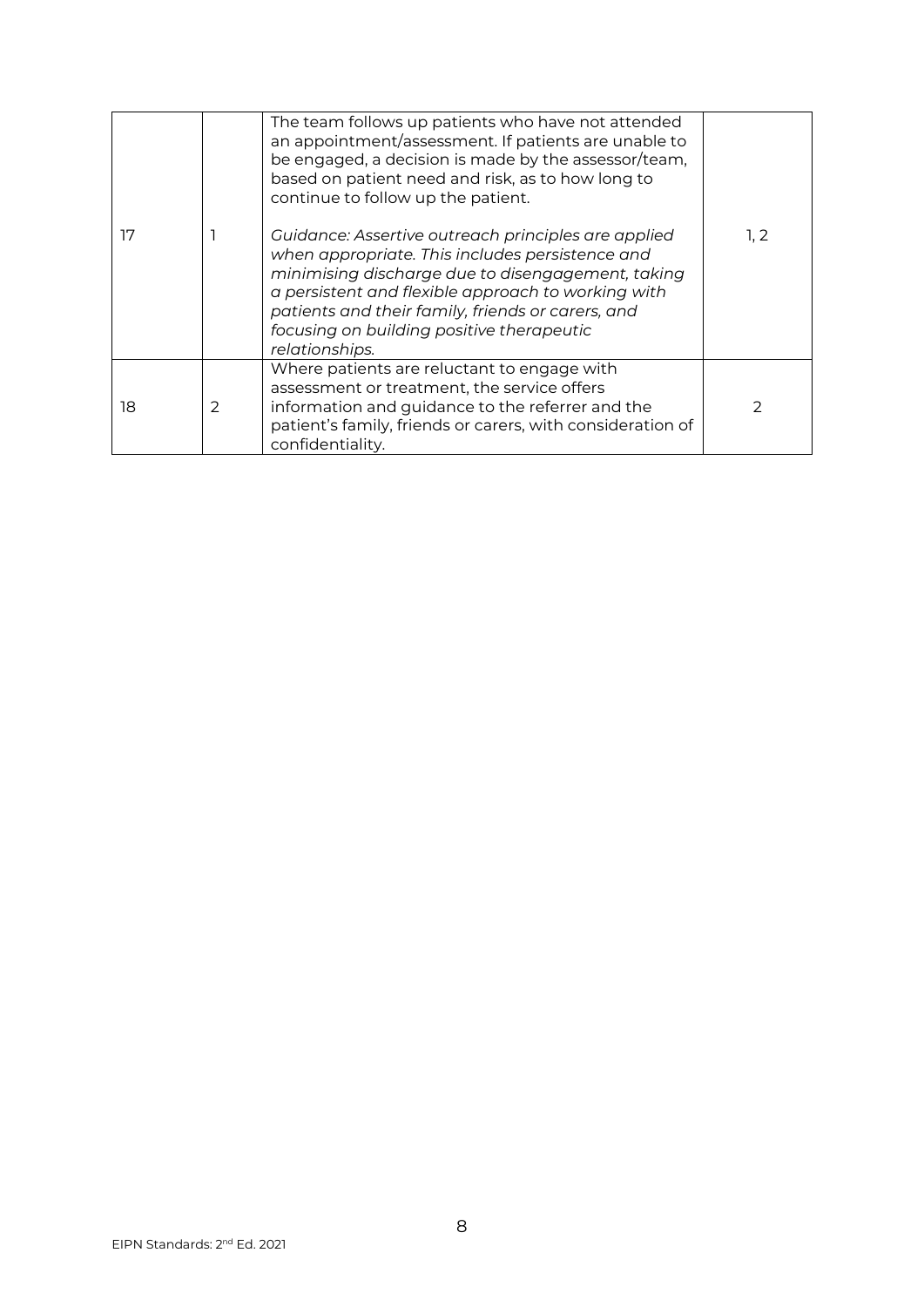| 17 | 1 | The team follows up patients who have not attended an appointment/assessment. If patients are unable to be engaged, a decision is made by the assessor/team, based on patient need and risk, as to how long to continue to follow up the patient.<br><br>*Guidance: Assertive outreach principles are applied when appropriate. This includes persistence and minimising discharge due to disengagement, taking a persistent and flexible approach to working with patients and their family, friends or carers, and focusing on building positive therapeutic relationships.* | 1, 2 |
|---|---|---|---|
| 18 | 2 | Where patients are reluctant to engage with assessment or treatment, the service offers information and guidance to the referrer and the patient's family, friends or carers, with consideration of confidentiality. | 2 |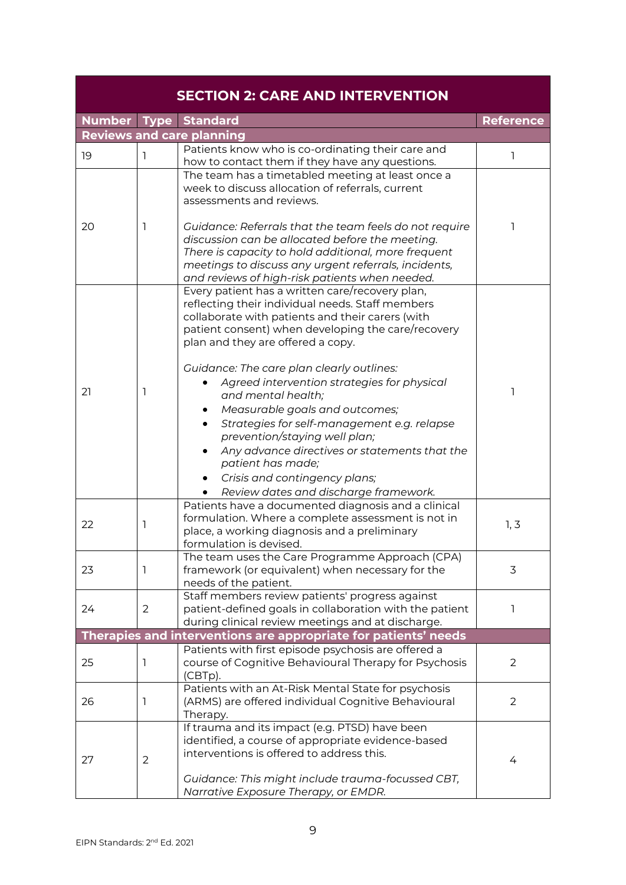| SECTION 2: CARE AND INTERVENTION | | | |
|---|---|---|---|
| **Number** | **Type** | **Standard** | **Reference** |
| **Reviews and care planning** | | | |
| 19 | 1 | Patients know who is co-ordinating their care and how to contact them if they have any questions. | 1 |
| 20 | 1 | The team has a timetabled meeting at least once a week to discuss allocation of referrals, current assessments and reviews.<br><br>*Guidance: Referrals that the team feels do not require discussion can be allocated before the meeting. There is capacity to hold additional, more frequent meetings to discuss any urgent referrals, incidents, and reviews of high-risk patients when needed.* | 1 |
| 21 | 1 | Every patient has a written care/recovery plan, reflecting their individual needs. Staff members collaborate with patients and their carers (with patient consent) when developing the care/recovery plan and they are offered a copy.<br><br>*Guidance: The care plan clearly outlines:*<br>• *Agreed intervention strategies for physical and mental health;*<br>• *Measurable goals and outcomes;*<br>• *Strategies for self-management e.g. relapse prevention/staying well plan;*<br>• *Any advance directives or statements that the patient has made;*<br>• *Crisis and contingency plans;*<br>• *Review dates and discharge framework.* | 1 |
| 22 | 1 | Patients have a documented diagnosis and a clinical formulation. Where a complete assessment is not in place, a working diagnosis and a preliminary formulation is devised. | 1, 3 |
| 23 | 1 | The team uses the Care Programme Approach (CPA) framework (or equivalent) when necessary for the needs of the patient. | 3 |
| 24 | 2 | Staff members review patients' progress against patient-defined goals in collaboration with the patient during clinical review meetings and at discharge. | 1 |
| **Therapies and interventions are appropriate for patients' needs** | | | |
| 25 | 1 | Patients with first episode psychosis are offered a course of Cognitive Behavioural Therapy for Psychosis (CBTp). | 2 |
| 26 | 1 | Patients with an At-Risk Mental State for psychosis (ARMS) are offered individual Cognitive Behavioural Therapy. | 2 |
| 27 | 2 | If trauma and its impact (e.g. PTSD) have been identified, a course of appropriate evidence-based interventions is offered to address this.<br><br>*Guidance: This might include trauma-focussed CBT, Narrative Exposure Therapy, or EMDR.* | 4 |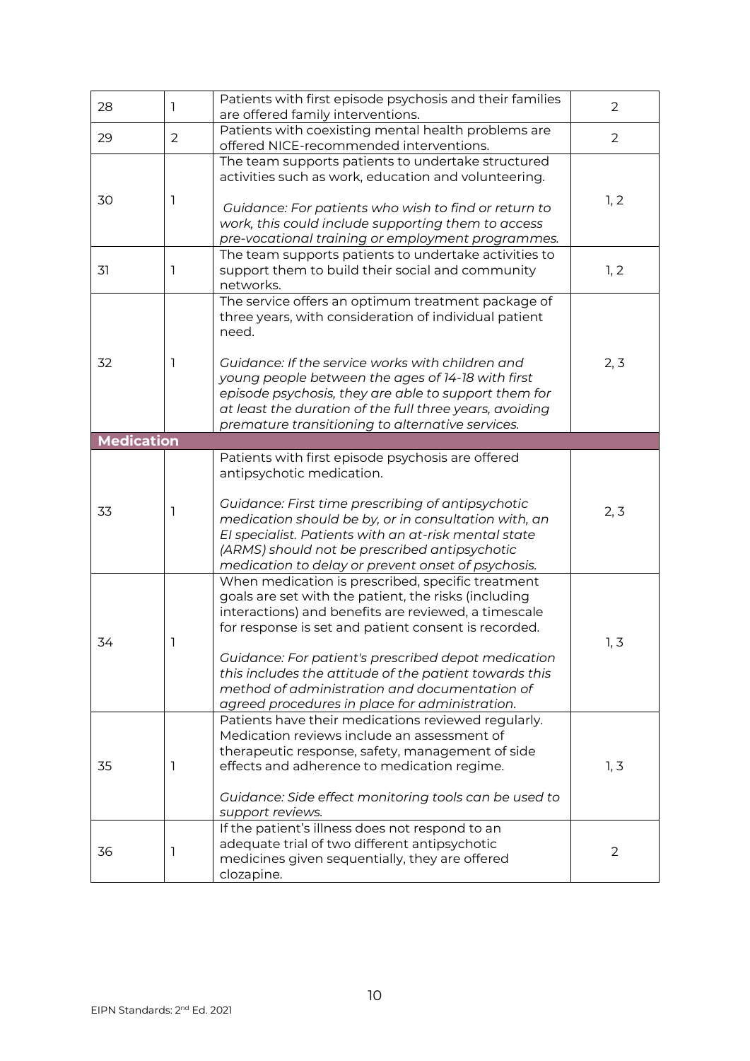| 28 | 1 | Patients with first episode psychosis and their families are offered family interventions. | 2 |
|---|---|---|---|
| 29 | 2 | Patients with coexisting mental health problems are offered NICE-recommended interventions. | 2 |
| 30 | 1 | The team supports patients to undertake structured activities such as work, education and volunteering.<br><br>*Guidance: For patients who wish to find or return to work, this could include supporting them to access pre-vocational training or employment programmes.* | 1, 2 |
| 31 | 1 | The team supports patients to undertake activities to support them to build their social and community networks. | 1, 2 |
| 32 | 1 | The service offers an optimum treatment package of three years, with consideration of individual patient need.<br><br>*Guidance: If the service works with children and young people between the ages of 14-18 with first episode psychosis, they are able to support them for at least the duration of the full three years, avoiding premature transitioning to alternative services.* | 2, 3 |
| **Medication** | | | |
| 33 | 1 | Patients with first episode psychosis are offered antipsychotic medication.<br><br>*Guidance: First time prescribing of antipsychotic medication should be by, or in consultation with, an EI specialist. Patients with an at-risk mental state (ARMS) should not be prescribed antipsychotic medication to delay or prevent onset of psychosis.* | 2, 3 |
| 34 | 1 | When medication is prescribed, specific treatment goals are set with the patient, the risks (including interactions) and benefits are reviewed, a timescale for response is set and patient consent is recorded.<br><br>*Guidance: For patient's prescribed depot medication this includes the attitude of the patient towards this method of administration and documentation of agreed procedures in place for administration.* | 1, 3 |
| 35 | 1 | Patients have their medications reviewed regularly. Medication reviews include an assessment of therapeutic response, safety, management of side effects and adherence to medication regime.<br><br>*Guidance: Side effect monitoring tools can be used to support reviews.* | 1, 3 |
| 36 | 1 | If the patient's illness does not respond to an adequate trial of two different antipsychotic medicines given sequentially, they are offered clozapine. | 2 |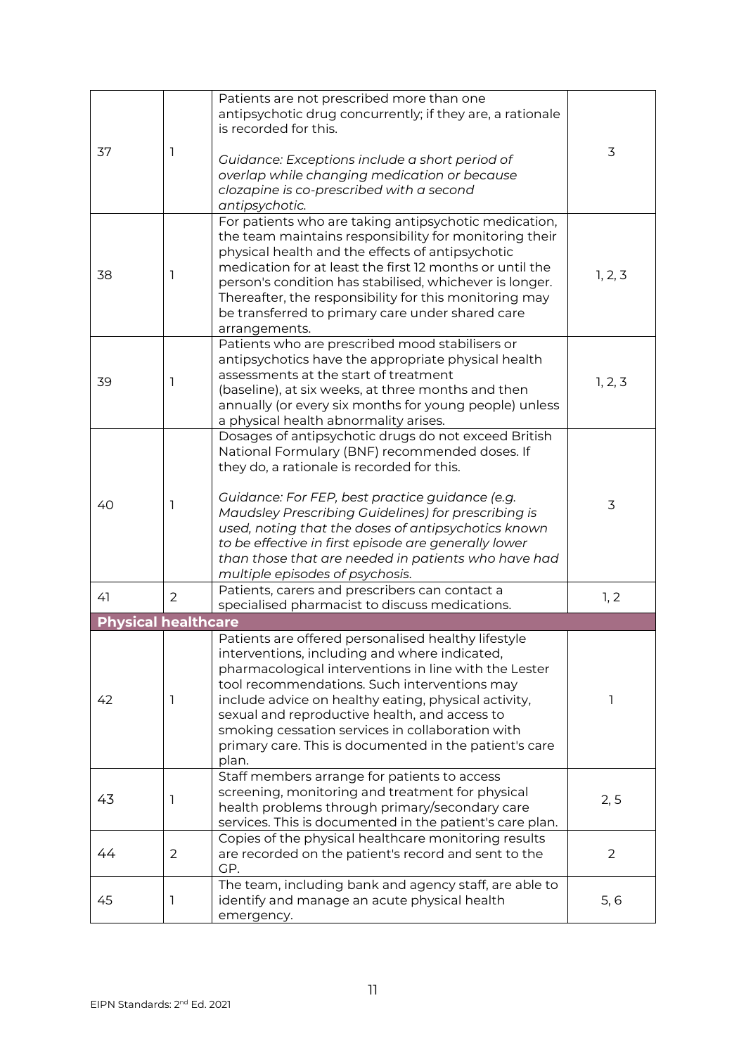| | | | |
|---|---|---|---|
| 37 | 1 | Patients are not prescribed more than one antipsychotic drug concurrently; if they are, a rationale is recorded for this.<br><br>*Guidance: Exceptions include a short period of overlap while changing medication or because clozapine is co-prescribed with a second antipsychotic.* | 3 |
| 38 | 1 | For patients who are taking antipsychotic medication, the team maintains responsibility for monitoring their physical health and the effects of antipsychotic medication for at least the first 12 months or until the person's condition has stabilised, whichever is longer. Thereafter, the responsibility for this monitoring may be transferred to primary care under shared care arrangements. | 1, 2, 3 |
| 39 | 1 | Patients who are prescribed mood stabilisers or antipsychotics have the appropriate physical health assessments at the start of treatment (baseline), at six weeks, at three months and then annually (or every six months for young people) unless a physical health abnormality arises. | 1, 2, 3 |
| 40 | 1 | Dosages of antipsychotic drugs do not exceed British National Formulary (BNF) recommended doses. If they do, a rationale is recorded for this.<br><br>*Guidance: For FEP, best practice guidance (e.g. Maudsley Prescribing Guidelines) for prescribing is used, noting that the doses of antipsychotics known to be effective in first episode are generally lower than those that are needed in patients who have had multiple episodes of psychosis.* | 3 |
| 41 | 2 | Patients, carers and prescribers can contact a specialised pharmacist to discuss medications. | 1, 2 |
| **Physical healthcare** | | | |
| 42 | 1 | Patients are offered personalised healthy lifestyle interventions, including and where indicated, pharmacological interventions in line with the Lester tool recommendations. Such interventions may include advice on healthy eating, physical activity, sexual and reproductive health, and access to smoking cessation services in collaboration with primary care. This is documented in the patient's care plan. | 1 |
| 43 | 1 | Staff members arrange for patients to access screening, monitoring and treatment for physical health problems through primary/secondary care services. This is documented in the patient's care plan. | 2, 5 |
| 44 | 2 | Copies of the physical healthcare monitoring results are recorded on the patient's record and sent to the GP. | 2 |
| 45 | 1 | The team, including bank and agency staff, are able to identify and manage an acute physical health emergency. | 5, 6 |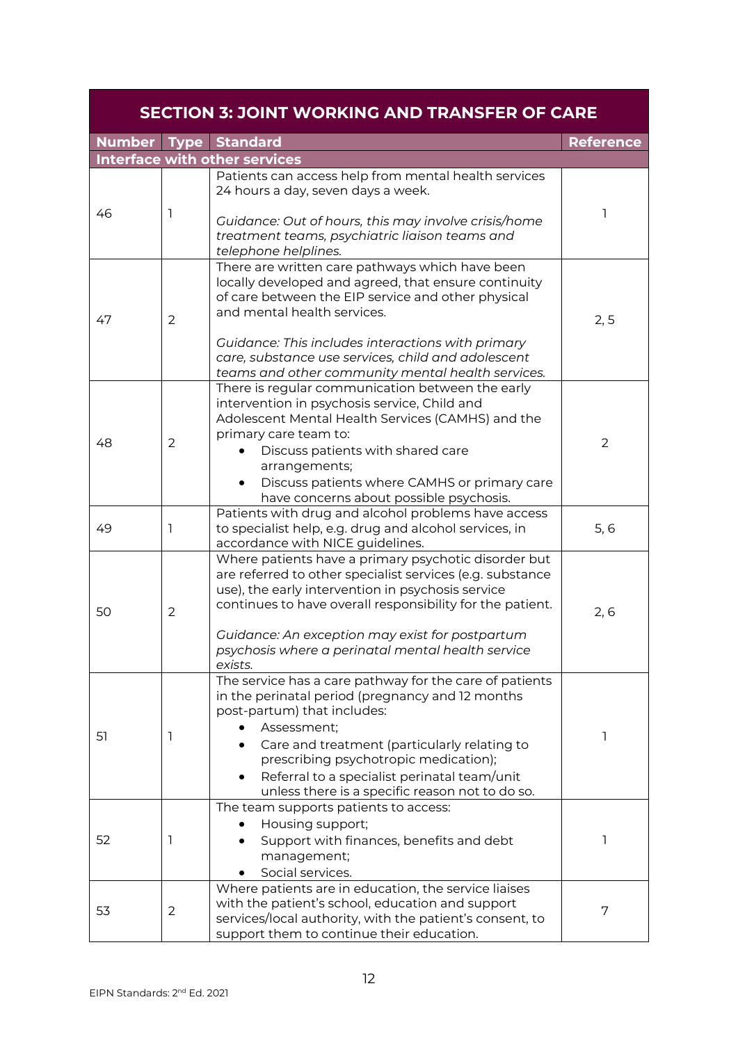| SECTION 3: JOINT WORKING AND TRANSFER OF CARE | | | |
|---|---|---|---|
| **Number** | **Type** | **Standard** | **Reference** |
| **Interface with other services** | | | |
| 46 | 1 | Patients can access help from mental health services 24 hours a day, seven days a week.<br><br>*Guidance: Out of hours, this may involve crisis/home treatment teams, psychiatric liaison teams and telephone helplines.* | 1 |
| 47 | 2 | There are written care pathways which have been locally developed and agreed, that ensure continuity of care between the EIP service and other physical and mental health services.<br><br>*Guidance: This includes interactions with primary care, substance use services, child and adolescent teams and other community mental health services.* | 2, 5 |
| 48 | 2 | There is regular communication between the early intervention in psychosis service, Child and Adolescent Mental Health Services (CAMHS) and the primary care team to:<br>• Discuss patients with shared care arrangements;<br>• Discuss patients where CAMHS or primary care have concerns about possible psychosis. | 2 |
| 49 | 1 | Patients with drug and alcohol problems have access to specialist help, e.g. drug and alcohol services, in accordance with NICE guidelines. | 5, 6 |
| 50 | 2 | Where patients have a primary psychotic disorder but are referred to other specialist services (e.g. substance use), the early intervention in psychosis service continues to have overall responsibility for the patient.<br><br>*Guidance: An exception may exist for postpartum psychosis where a perinatal mental health service exists.* | 2, 6 |
| 51 | 1 | The service has a care pathway for the care of patients in the perinatal period (pregnancy and 12 months post-partum) that includes:<br>• Assessment;<br>• Care and treatment (particularly relating to prescribing psychotropic medication);<br>• Referral to a specialist perinatal team/unit unless there is a specific reason not to do so. | 1 |
| 52 | 1 | The team supports patients to access:<br>• Housing support;<br>• Support with finances, benefits and debt management;<br>• Social services. | 1 |
| 53 | 2 | Where patients are in education, the service liaises with the patient's school, education and support services/local authority, with the patient's consent, to support them to continue their education. | 7 |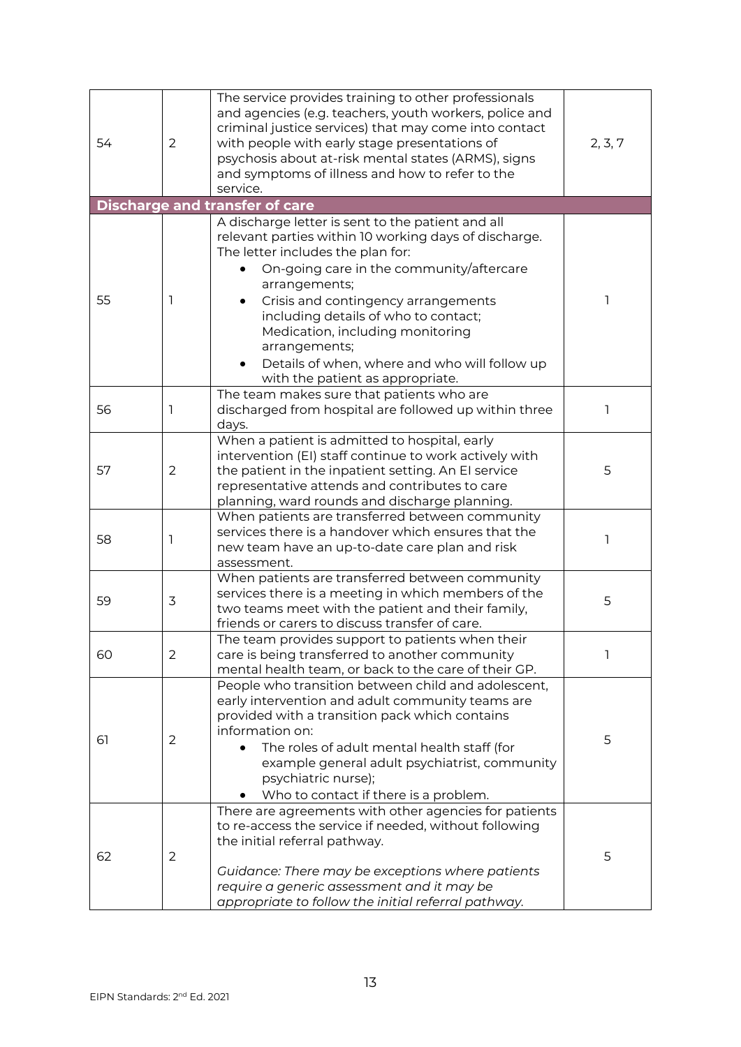| | | | |
|---|---|---|---|
| 54 | 2 | The service provides training to other professionals and agencies (e.g. teachers, youth workers, police and criminal justice services) that may come into contact with people with early stage presentations of psychosis about at-risk mental states (ARMS), signs and symptoms of illness and how to refer to the service. | 2, 3, 7 |
| **Discharge and transfer of care** | | | |
| 55 | 1 | A discharge letter is sent to the patient and all relevant parties within 10 working days of discharge. The letter includes the plan for: <br>• On-going care in the community/aftercare arrangements; <br>• Crisis and contingency arrangements including details of who to contact; Medication, including monitoring arrangements; <br>• Details of when, where and who will follow up with the patient as appropriate. | 1 |
| 56 | 1 | The team makes sure that patients who are discharged from hospital are followed up within three days. | 1 |
| 57 | 2 | When a patient is admitted to hospital, early intervention (EI) staff continue to work actively with the patient in the inpatient setting. An EI service representative attends and contributes to care planning, ward rounds and discharge planning. | 5 |
| 58 | 1 | When patients are transferred between community services there is a handover which ensures that the new team have an up-to-date care plan and risk assessment. | 1 |
| 59 | 3 | When patients are transferred between community services there is a meeting in which members of the two teams meet with the patient and their family, friends or carers to discuss transfer of care. | 5 |
| 60 | 2 | The team provides support to patients when their care is being transferred to another community mental health team, or back to the care of their GP. | 1 |
| 61 | 2 | People who transition between child and adolescent, early intervention and adult community teams are provided with a transition pack which contains information on: <br>• The roles of adult mental health staff (for example general adult psychiatrist, community psychiatric nurse); <br>• Who to contact if there is a problem. | 5 |
| 62 | 2 | There are agreements with other agencies for patients to re-access the service if needed, without following the initial referral pathway. <br><br>*Guidance: There may be exceptions where patients require a generic assessment and it may be appropriate to follow the initial referral pathway.* | 5 |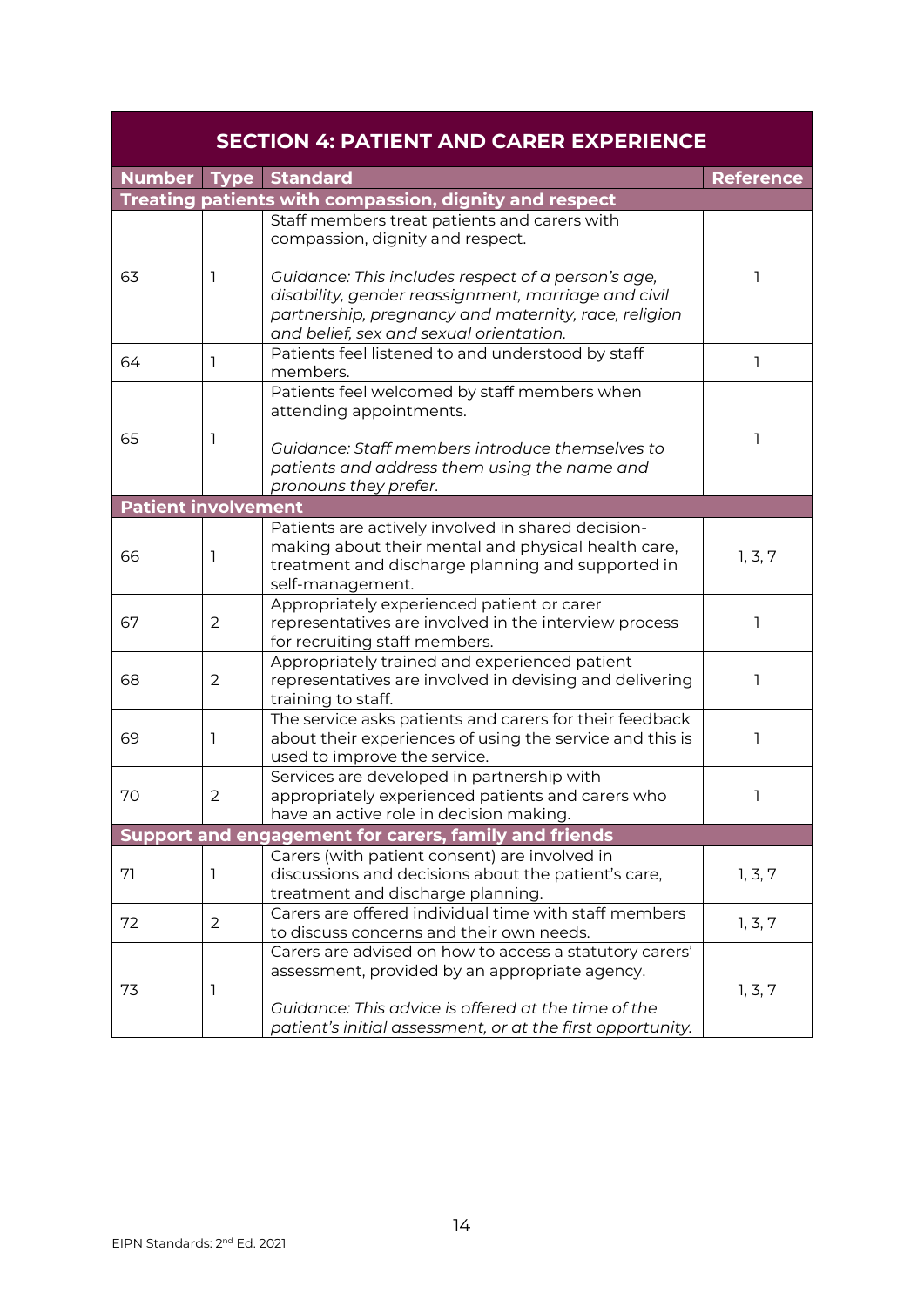## SECTION 4: PATIENT AND CARER EXPERIENCE

| Number | Type | Standard | Reference |
|---|---|---|---|
| **Treating patients with compassion, dignity and respect** | | | |
| 63 | 1 | Staff members treat patients and carers with compassion, dignity and respect.<br><br>*Guidance: This includes respect of a person's age, disability, gender reassignment, marriage and civil partnership, pregnancy and maternity, race, religion and belief, sex and sexual orientation.* | 1 |
| 64 | 1 | Patients feel listened to and understood by staff members. | 1 |
| 65 | 1 | Patients feel welcomed by staff members when attending appointments.<br><br>*Guidance: Staff members introduce themselves to patients and address them using the name and pronouns they prefer.* | 1 |
| **Patient involvement** | | | |
| 66 | 1 | Patients are actively involved in shared decision-making about their mental and physical health care, treatment and discharge planning and supported in self-management. | 1, 3, 7 |
| 67 | 2 | Appropriately experienced patient or carer representatives are involved in the interview process for recruiting staff members. | 1 |
| 68 | 2 | Appropriately trained and experienced patient representatives are involved in devising and delivering training to staff. | 1 |
| 69 | 1 | The service asks patients and carers for their feedback about their experiences of using the service and this is used to improve the service. | 1 |
| 70 | 2 | Services are developed in partnership with appropriately experienced patients and carers who have an active role in decision making. | 1 |
| **Support and engagement for carers, family and friends** | | | |
| 71 | 1 | Carers (with patient consent) are involved in discussions and decisions about the patient's care, treatment and discharge planning. | 1, 3, 7 |
| 72 | 2 | Carers are offered individual time with staff members to discuss concerns and their own needs. | 1, 3, 7 |
| 73 | 1 | Carers are advised on how to access a statutory carers' assessment, provided by an appropriate agency.<br><br>*Guidance: This advice is offered at the time of the patient's initial assessment, or at the first opportunity.* | 1, 3, 7 |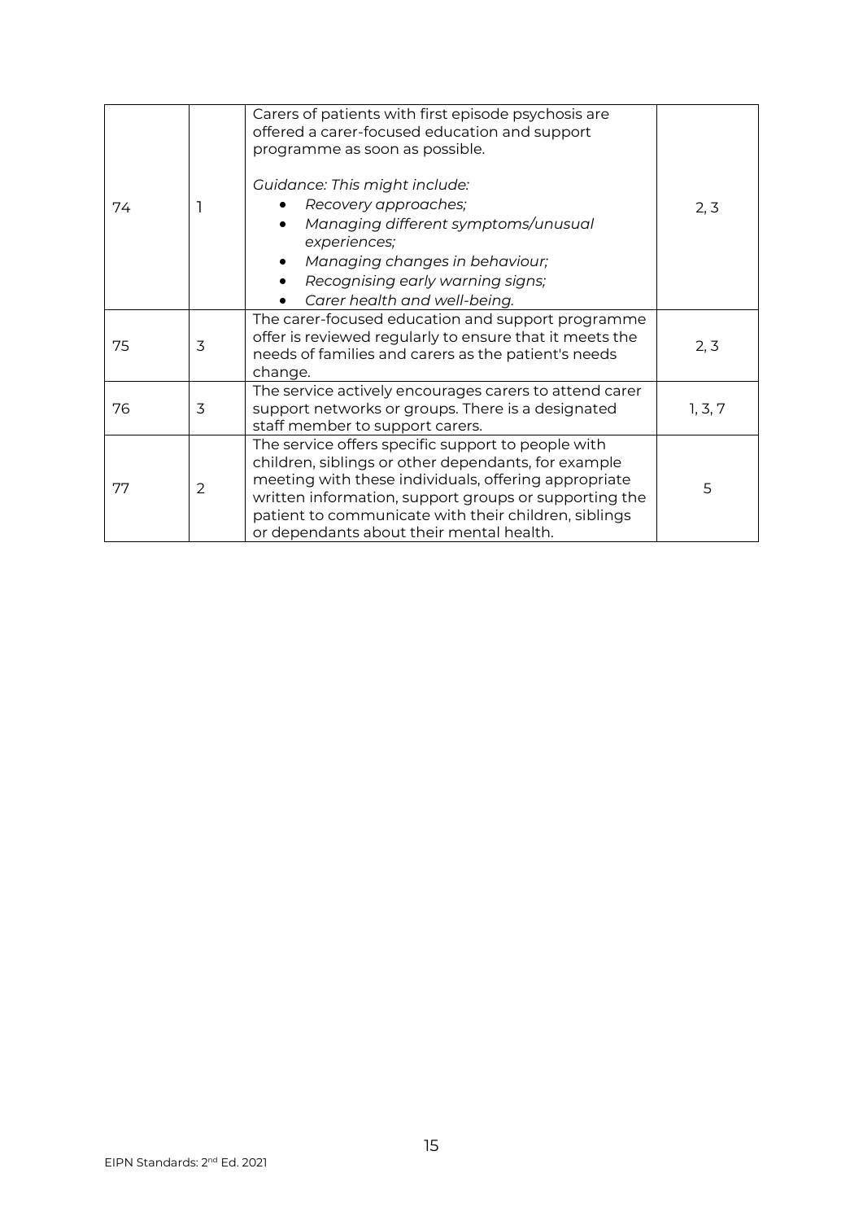| | | | |
|---|---|---|---|
| 74 | 1 | Carers of patients with first episode psychosis are offered a carer-focused education and support programme as soon as possible.<br><br>*Guidance: This might include:*<br>• *Recovery approaches;*<br>• *Managing different symptoms/unusual experiences;*<br>• *Managing changes in behaviour;*<br>• *Recognising early warning signs;*<br>• *Carer health and well-being.* | 2, 3 |
| 75 | 3 | The carer-focused education and support programme offer is reviewed regularly to ensure that it meets the needs of families and carers as the patient's needs change. | 2, 3 |
| 76 | 3 | The service actively encourages carers to attend carer support networks or groups. There is a designated staff member to support carers. | 1, 3, 7 |
| 77 | 2 | The service offers specific support to people with children, siblings or other dependants, for example meeting with these individuals, offering appropriate written information, support groups or supporting the patient to communicate with their children, siblings or dependants about their mental health. | 5 |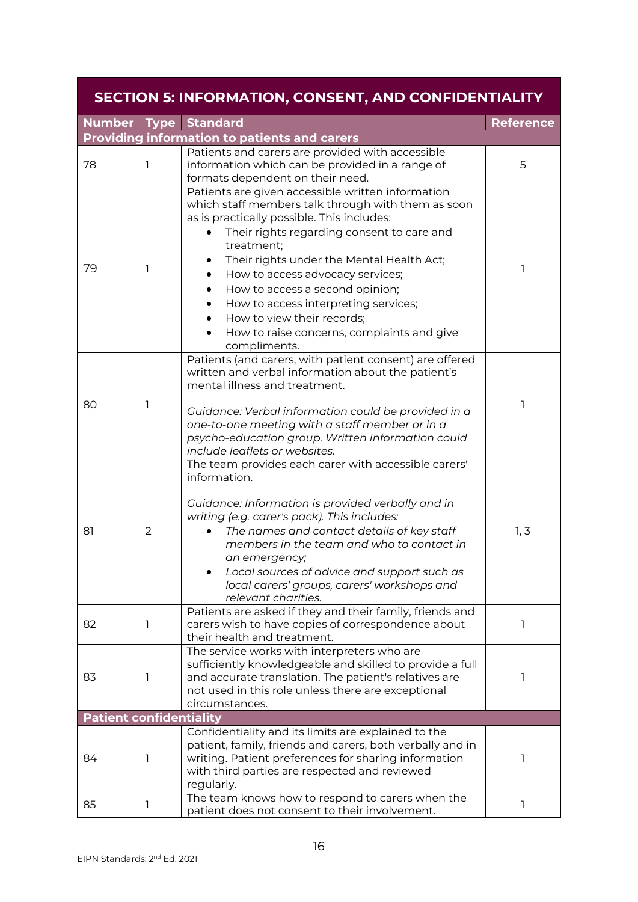| SECTION 5: INFORMATION, CONSENT, AND CONFIDENTIALITY | | | |
|---|---|---|---|
| **Number** | **Type** | **Standard** | **Reference** |
| **Providing information to patients and carers** | | | |
| 78 | 1 | Patients and carers are provided with accessible information which can be provided in a range of formats dependent on their need. | 5 |
| 79 | 1 | Patients are given accessible written information which staff members talk through with them as soon as is practically possible. This includes:<br>• Their rights regarding consent to care and treatment;<br>• Their rights under the Mental Health Act;<br>• How to access advocacy services;<br>• How to access a second opinion;<br>• How to access interpreting services;<br>• How to view their records;<br>• How to raise concerns, complaints and give compliments. | 1 |
| 80 | 1 | Patients (and carers, with patient consent) are offered written and verbal information about the patient's mental illness and treatment.<br><br>*Guidance: Verbal information could be provided in a one-to-one meeting with a staff member or in a psycho-education group. Written information could include leaflets or websites.* | 1 |
| 81 | 2 | The team provides each carer with accessible carers' information.<br><br>*Guidance: Information is provided verbally and in writing (e.g. carer's pack). This includes:*<br>• *The names and contact details of key staff members in the team and who to contact in an emergency;*<br>• *Local sources of advice and support such as local carers' groups, carers' workshops and relevant charities.* | 1, 3 |
| 82 | 1 | Patients are asked if they and their family, friends and carers wish to have copies of correspondence about their health and treatment. | 1 |
| 83 | 1 | The service works with interpreters who are sufficiently knowledgeable and skilled to provide a full and accurate translation. The patient's relatives are not used in this role unless there are exceptional circumstances. | 1 |
| **Patient confidentiality** | | | |
| 84 | 1 | Confidentiality and its limits are explained to the patient, family, friends and carers, both verbally and in writing. Patient preferences for sharing information with third parties are respected and reviewed regularly. | 1 |
| 85 | 1 | The team knows how to respond to carers when the patient does not consent to their involvement. | 1 |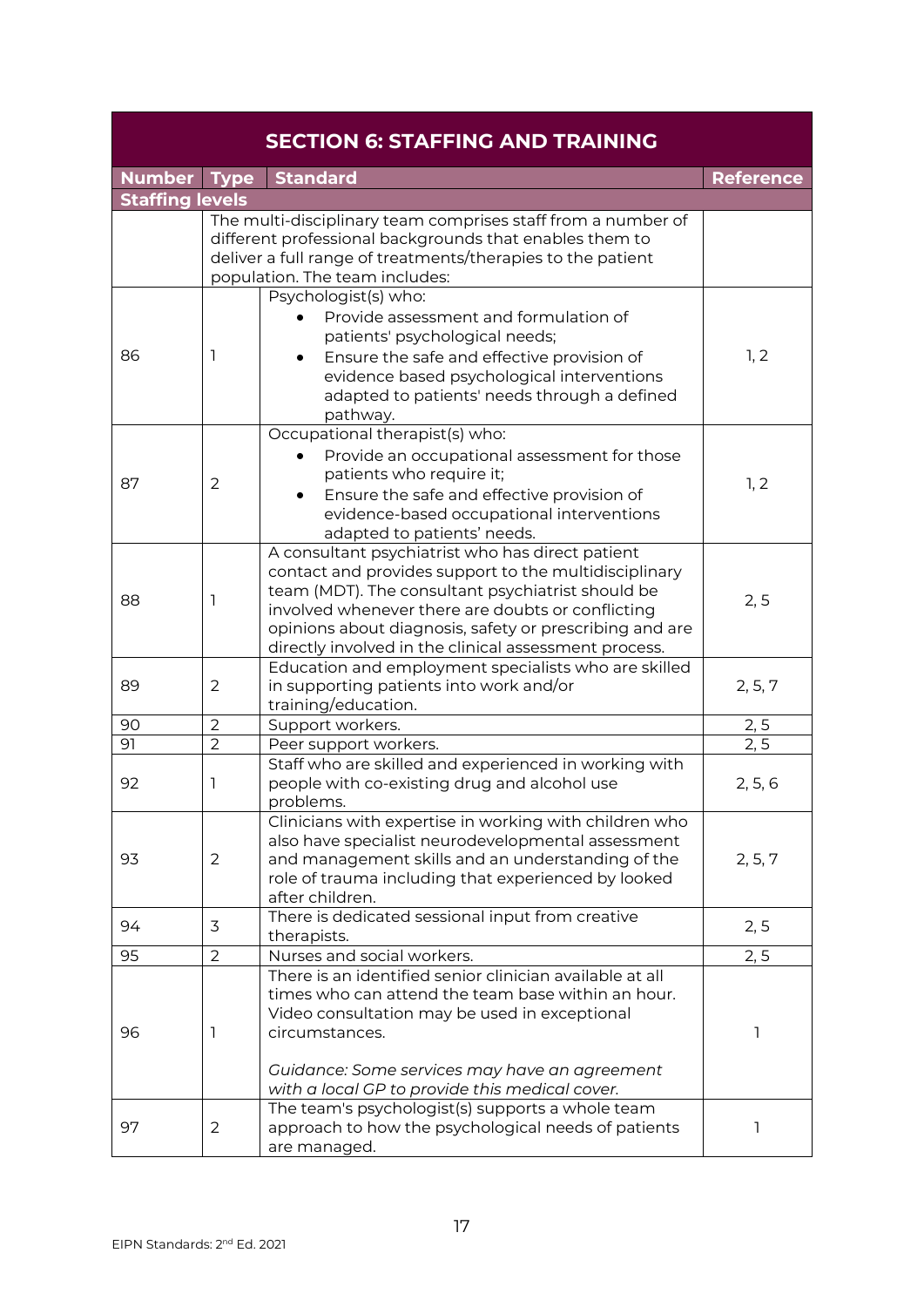| SECTION 6: STAFFING AND TRAINING | | | |
|---|---|---|---|
| **Number** | **Type** | **Standard** | **Reference** |
| **Staffing levels** | | | |
| | The multi-disciplinary team comprises staff from a number of different professional backgrounds that enables them to deliver a full range of treatments/therapies to the patient population. The team includes: | | |
| 86 | 1 | Psychologist(s) who:<br>• Provide assessment and formulation of patients' psychological needs;<br>• Ensure the safe and effective provision of evidence based psychological interventions adapted to patients' needs through a defined pathway. | 1, 2 |
| 87 | 2 | Occupational therapist(s) who:<br>• Provide an occupational assessment for those patients who require it;<br>• Ensure the safe and effective provision of evidence-based occupational interventions adapted to patients' needs. | 1, 2 |
| 88 | 1 | A consultant psychiatrist who has direct patient contact and provides support to the multidisciplinary team (MDT). The consultant psychiatrist should be involved whenever there are doubts or conflicting opinions about diagnosis, safety or prescribing and are directly involved in the clinical assessment process. | 2, 5 |
| 89 | 2 | Education and employment specialists who are skilled in supporting patients into work and/or training/education. | 2, 5, 7 |
| 90 | 2 | Support workers. | 2, 5 |
| 91 | 2 | Peer support workers. | 2, 5 |
| 92 | 1 | Staff who are skilled and experienced in working with people with co-existing drug and alcohol use problems. | 2, 5, 6 |
| 93 | 2 | Clinicians with expertise in working with children who also have specialist neurodevelopmental assessment and management skills and an understanding of the role of trauma including that experienced by looked after children. | 2, 5, 7 |
| 94 | 3 | There is dedicated sessional input from creative therapists. | 2, 5 |
| 95 | 2 | Nurses and social workers. | 2, 5 |
| 96 | 1 | There is an identified senior clinician available at all times who can attend the team base within an hour. Video consultation may be used in exceptional circumstances.<br><br>*Guidance: Some services may have an agreement with a local GP to provide this medical cover.* | 1 |
| 97 | 2 | The team's psychologist(s) supports a whole team approach to how the psychological needs of patients are managed. | 1 |

EIPN Standards: 2nd Ed. 2021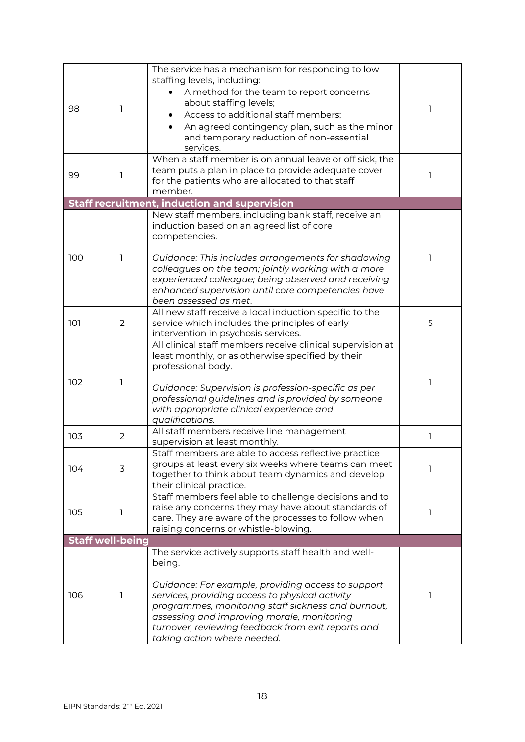| | | | |
|---|---|---|---|
| 98 | 1 | The service has a mechanism for responding to low staffing levels, including:<br>• A method for the team to report concerns about staffing levels;<br>• Access to additional staff members;<br>• An agreed contingency plan, such as the minor and temporary reduction of non-essential services. | 1 |
| 99 | 1 | When a staff member is on annual leave or off sick, the team puts a plan in place to provide adequate cover for the patients who are allocated to that staff member. | 1 |
| **Staff recruitment, induction and supervision** | | | |
| 100 | 1 | New staff members, including bank staff, receive an induction based on an agreed list of core competencies.<br><br>*Guidance: This includes arrangements for shadowing colleagues on the team; jointly working with a more experienced colleague; being observed and receiving enhanced supervision until core competencies have been assessed as met.* | 1 |
| 101 | 2 | All new staff receive a local induction specific to the service which includes the principles of early intervention in psychosis services. | 5 |
| 102 | 1 | All clinical staff members receive clinical supervision at least monthly, or as otherwise specified by their professional body.<br><br>*Guidance: Supervision is profession-specific as per professional guidelines and is provided by someone with appropriate clinical experience and qualifications.* | 1 |
| 103 | 2 | All staff members receive line management supervision at least monthly. | 1 |
| 104 | 3 | Staff members are able to access reflective practice groups at least every six weeks where teams can meet together to think about team dynamics and develop their clinical practice. | 1 |
| 105 | 1 | Staff members feel able to challenge decisions and to raise any concerns they may have about standards of care. They are aware of the processes to follow when raising concerns or whistle-blowing. | 1 |
| **Staff well-being** | | | |
| 106 | 1 | The service actively supports staff health and well-being.<br><br>*Guidance: For example, providing access to support services, providing access to physical activity programmes, monitoring staff sickness and burnout, assessing and improving morale, monitoring turnover, reviewing feedback from exit reports and taking action where needed.* | 1 |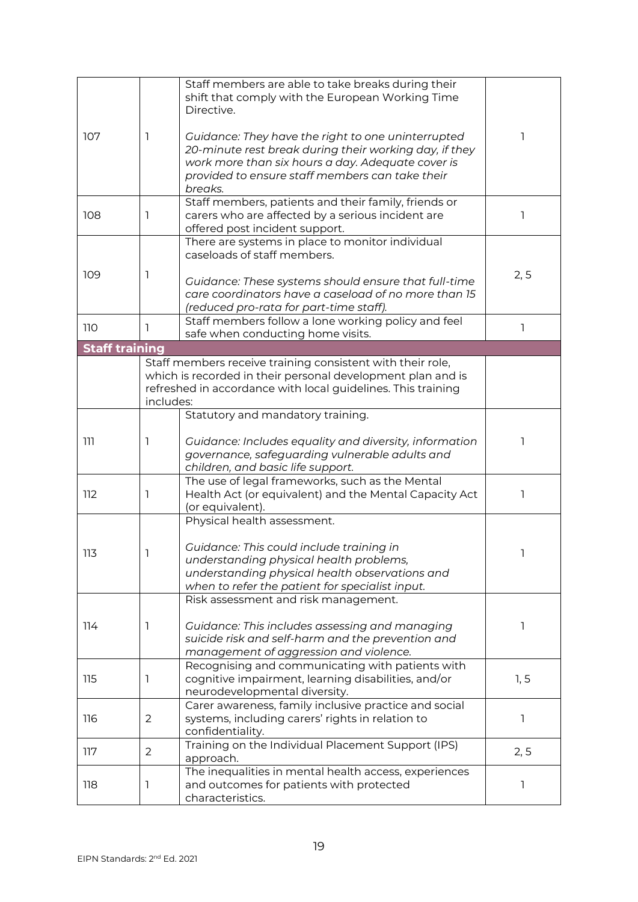| | | | |
|---|---|---|---|
| 107 | 1 | Staff members are able to take breaks during their shift that comply with the European Working Time Directive.<br><br>*Guidance: They have the right to one uninterrupted 20-minute rest break during their working day, if they work more than six hours a day. Adequate cover is provided to ensure staff members can take their breaks.* | 1 |
| 108 | 1 | Staff members, patients and their family, friends or carers who are affected by a serious incident are offered post incident support. | 1 |
| 109 | 1 | There are systems in place to monitor individual caseloads of staff members.<br><br>*Guidance: These systems should ensure that full-time care coordinators have a caseload of no more than 15 (reduced pro-rata for part-time staff).* | 2, 5 |
| 110 | 1 | Staff members follow a lone working policy and feel safe when conducting home visits. | 1 |
| **Staff training** | | | |
| | Staff members receive training consistent with their role, which is recorded in their personal development plan and is refreshed in accordance with local guidelines. This training includes: | | |
| 111 | 1 | Statutory and mandatory training.<br><br>*Guidance: Includes equality and diversity, information governance, safeguarding vulnerable adults and children, and basic life support.* | 1 |
| 112 | 1 | The use of legal frameworks, such as the Mental Health Act (or equivalent) and the Mental Capacity Act (or equivalent). | 1 |
| 113 | 1 | Physical health assessment.<br><br>*Guidance: This could include training in understanding physical health problems, understanding physical health observations and when to refer the patient for specialist input.* | 1 |
| 114 | 1 | Risk assessment and risk management.<br><br>*Guidance: This includes assessing and managing suicide risk and self-harm and the prevention and management of aggression and violence.* | 1 |
| 115 | 1 | Recognising and communicating with patients with cognitive impairment, learning disabilities, and/or neurodevelopmental diversity. | 1, 5 |
| 116 | 2 | Carer awareness, family inclusive practice and social systems, including carers' rights in relation to confidentiality. | 1 |
| 117 | 2 | Training on the Individual Placement Support (IPS) approach. | 2, 5 |
| 118 | 1 | The inequalities in mental health access, experiences and outcomes for patients with protected characteristics. | 1 |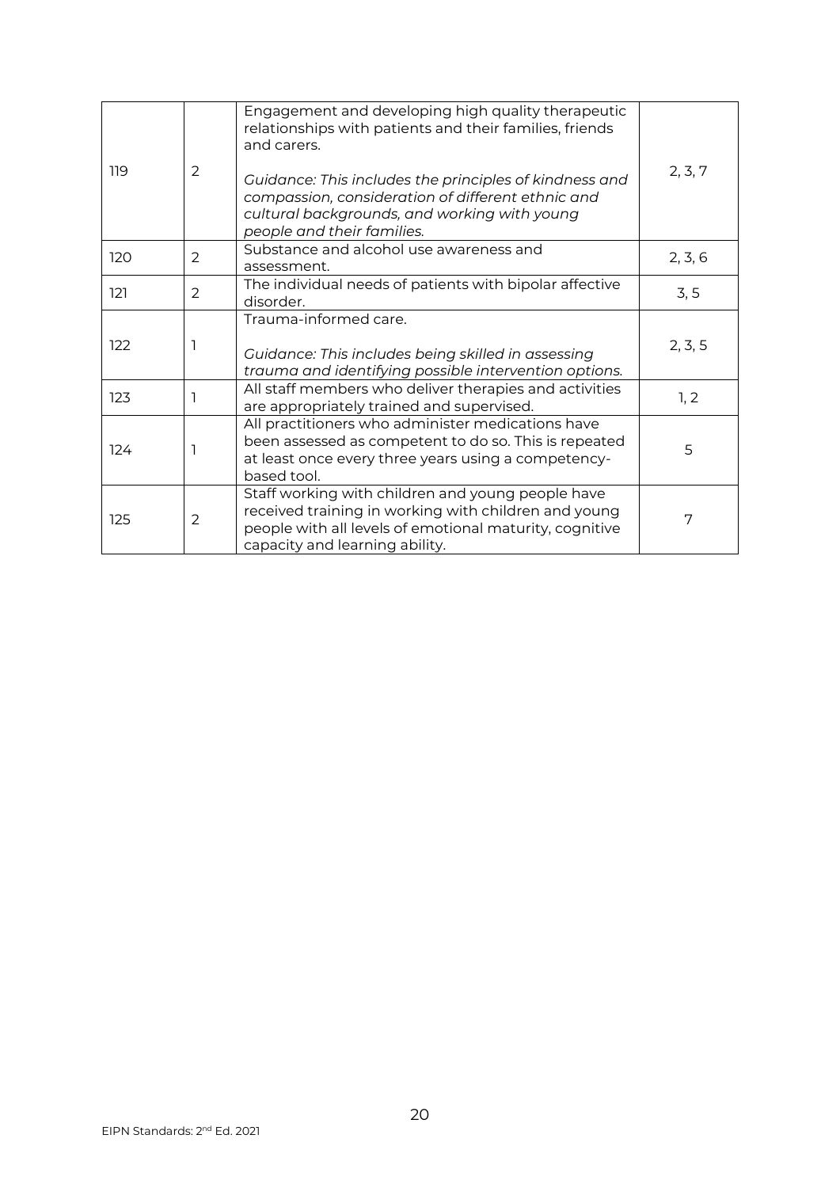| | | | |
|---|---|---|---|
| 119 | 2 | Engagement and developing high quality therapeutic relationships with patients and their families, friends and carers.<br><br>*Guidance: This includes the principles of kindness and compassion, consideration of different ethnic and cultural backgrounds, and working with young people and their families.* | 2, 3, 7 |
| 120 | 2 | Substance and alcohol use awareness and assessment. | 2, 3, 6 |
| 121 | 2 | The individual needs of patients with bipolar affective disorder. | 3, 5 |
| 122 | 1 | Trauma-informed care.<br><br>*Guidance: This includes being skilled in assessing trauma and identifying possible intervention options.* | 2, 3, 5 |
| 123 | 1 | All staff members who deliver therapies and activities are appropriately trained and supervised. | 1, 2 |
| 124 | 1 | All practitioners who administer medications have been assessed as competent to do so. This is repeated at least once every three years using a competency-based tool. | 5 |
| 125 | 2 | Staff working with children and young people have received training in working with children and young people with all levels of emotional maturity, cognitive capacity and learning ability. | 7 |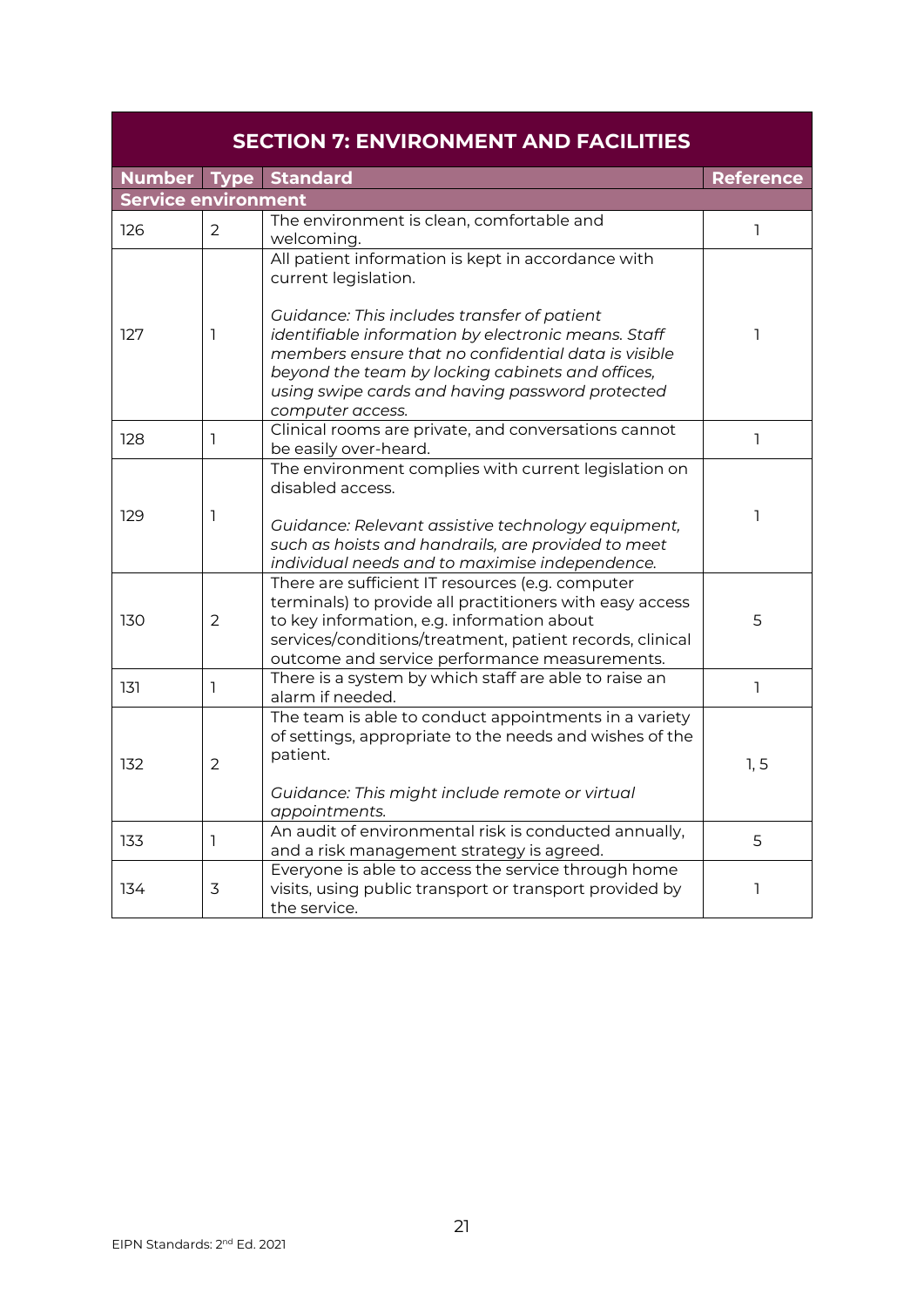| SECTION 7: ENVIRONMENT AND FACILITIES | | | |
|---|---|---|---|
| **Number** | **Type** | **Standard** | **Reference** |
| **Service environment** | | | |
| 126 | 2 | The environment is clean, comfortable and welcoming. | 1 |
| 127 | 1 | All patient information is kept in accordance with current legislation.<br><br>*Guidance: This includes transfer of patient identifiable information by electronic means. Staff members ensure that no confidential data is visible beyond the team by locking cabinets and offices, using swipe cards and having password protected computer access.* | 1 |
| 128 | 1 | Clinical rooms are private, and conversations cannot be easily over-heard. | 1 |
| 129 | 1 | The environment complies with current legislation on disabled access.<br><br>*Guidance: Relevant assistive technology equipment, such as hoists and handrails, are provided to meet individual needs and to maximise independence.* | 1 |
| 130 | 2 | There are sufficient IT resources (e.g. computer terminals) to provide all practitioners with easy access to key information, e.g. information about services/conditions/treatment, patient records, clinical outcome and service performance measurements. | 5 |
| 131 | 1 | There is a system by which staff are able to raise an alarm if needed. | 1 |
| 132 | 2 | The team is able to conduct appointments in a variety of settings, appropriate to the needs and wishes of the patient.<br><br>*Guidance: This might include remote or virtual appointments.* | 1, 5 |
| 133 | 1 | An audit of environmental risk is conducted annually, and a risk management strategy is agreed. | 5 |
| 134 | 3 | Everyone is able to access the service through home visits, using public transport or transport provided by the service. | 1 |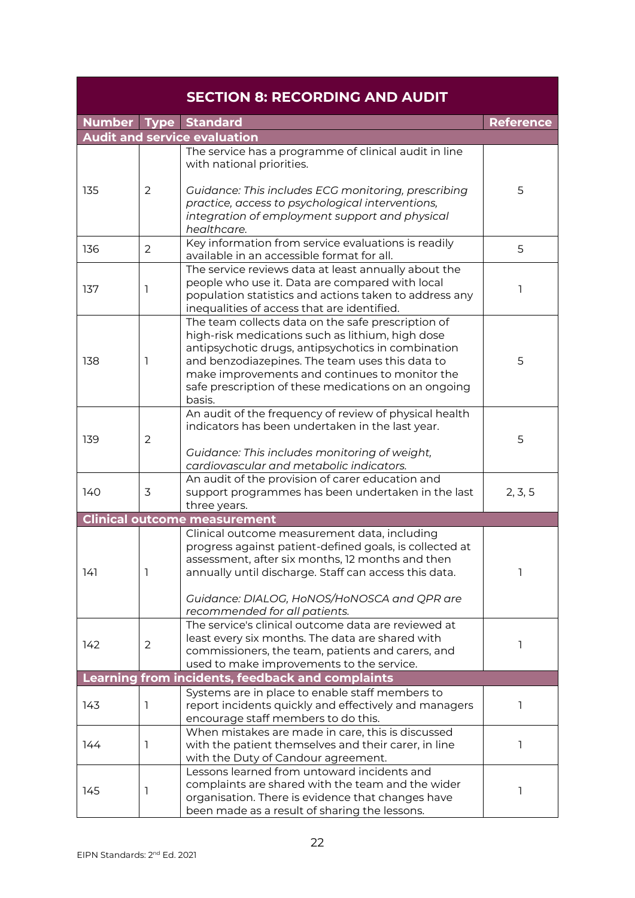| SECTION 8: RECORDING AND AUDIT | | | |
|---|---|---|---|
| **Number** | **Type** | **Standard** | **Reference** |
| **Audit and service evaluation** | | | |
| 135 | 2 | The service has a programme of clinical audit in line with national priorities.<br><br>*Guidance: This includes ECG monitoring, prescribing practice, access to psychological interventions, integration of employment support and physical healthcare.* | 5 |
| 136 | 2 | Key information from service evaluations is readily available in an accessible format for all. | 5 |
| 137 | 1 | The service reviews data at least annually about the people who use it. Data are compared with local population statistics and actions taken to address any inequalities of access that are identified. | 1 |
| 138 | 1 | The team collects data on the safe prescription of high-risk medications such as lithium, high dose antipsychotic drugs, antipsychotics in combination and benzodiazepines. The team uses this data to make improvements and continues to monitor the safe prescription of these medications on an ongoing basis. | 5 |
| 139 | 2 | An audit of the frequency of review of physical health indicators has been undertaken in the last year.<br><br>*Guidance: This includes monitoring of weight, cardiovascular and metabolic indicators.* | 5 |
| 140 | 3 | An audit of the provision of carer education and support programmes has been undertaken in the last three years. | 2, 3, 5 |
| **Clinical outcome measurement** | | | |
| 141 | 1 | Clinical outcome measurement data, including progress against patient-defined goals, is collected at assessment, after six months, 12 months and then annually until discharge. Staff can access this data.<br><br>*Guidance: DIALOG, HoNOS/HoNOSCA and QPR are recommended for all patients.* | 1 |
| 142 | 2 | The service's clinical outcome data are reviewed at least every six months. The data are shared with commissioners, the team, patients and carers, and used to make improvements to the service. | 1 |
| **Learning from incidents, feedback and complaints** | | | |
| 143 | 1 | Systems are in place to enable staff members to report incidents quickly and effectively and managers encourage staff members to do this. | 1 |
| 144 | 1 | When mistakes are made in care, this is discussed with the patient themselves and their carer, in line with the Duty of Candour agreement. | 1 |
| 145 | 1 | Lessons learned from untoward incidents and complaints are shared with the team and the wider organisation. There is evidence that changes have been made as a result of sharing the lessons. | 1 |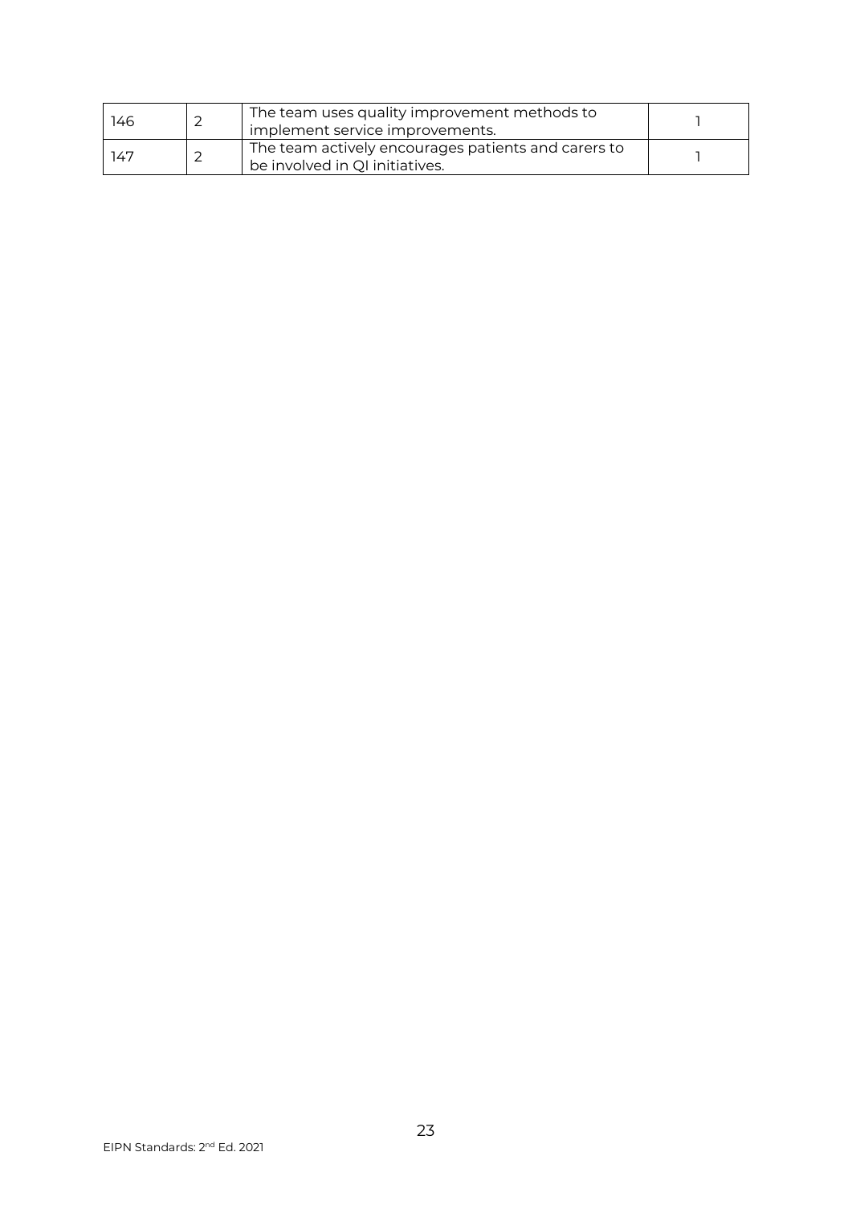| | | | |
|---|---|---|---|
| 146 | 2 | The team uses quality improvement methods to implement service improvements. | 1 |
| 147 | 2 | The team actively encourages patients and carers to be involved in QI initiatives. | 1 |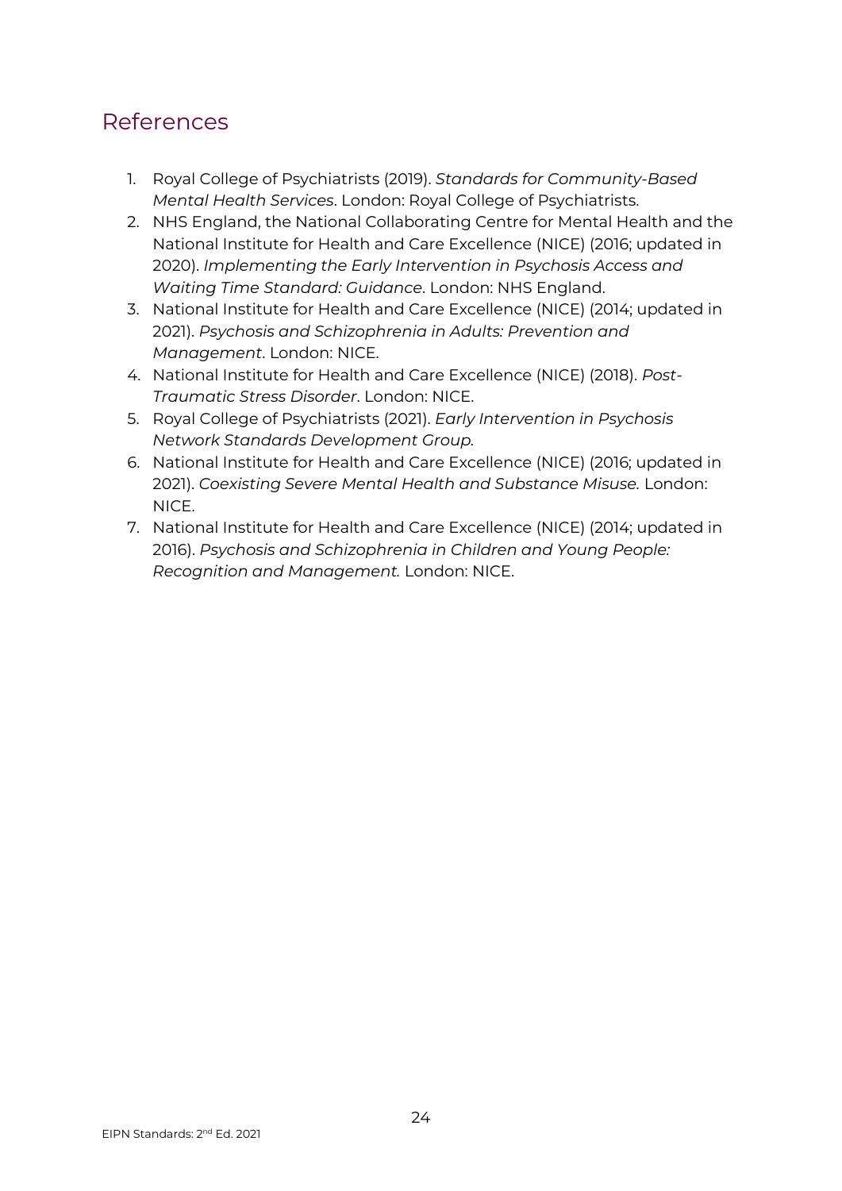## References

1. Royal College of Psychiatrists (2019). *Standards for Community-Based Mental Health Services*. London: Royal College of Psychiatrists.
2. NHS England, the National Collaborating Centre for Mental Health and the National Institute for Health and Care Excellence (NICE) (2016; updated in 2020). *Implementing the Early Intervention in Psychosis Access and Waiting Time Standard: Guidance*. London: NHS England.
3. National Institute for Health and Care Excellence (NICE) (2014; updated in 2021). *Psychosis and Schizophrenia in Adults: Prevention and Management*. London: NICE.
4. National Institute for Health and Care Excellence (NICE) (2018). *Post-Traumatic Stress Disorder*. London: NICE.
5. Royal College of Psychiatrists (2021). *Early Intervention in Psychosis Network Standards Development Group.*
6. National Institute for Health and Care Excellence (NICE) (2016; updated in 2021). *Coexisting Severe Mental Health and Substance Misuse.* London: NICE.
7. National Institute for Health and Care Excellence (NICE) (2014; updated in 2016). *Psychosis and Schizophrenia in Children and Young People: Recognition and Management.* London: NICE.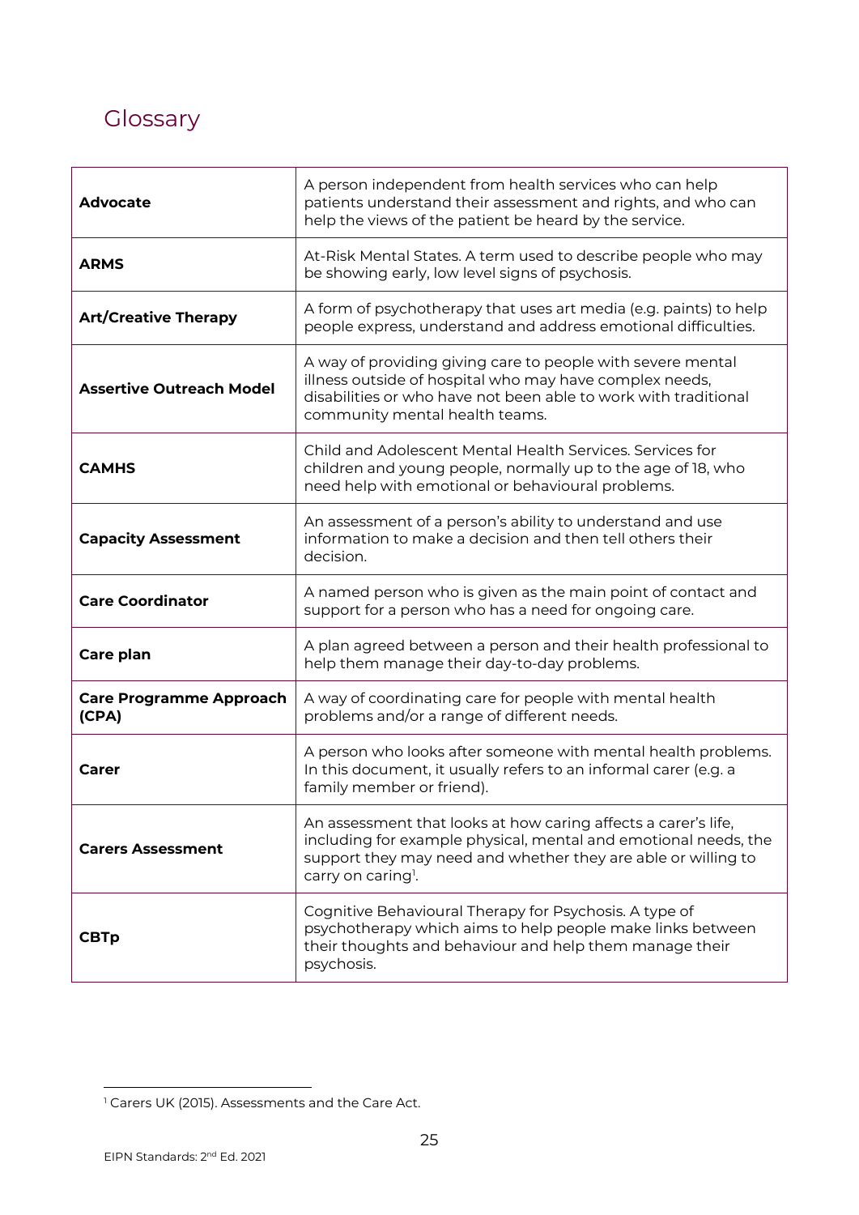# Glossary

| | |
|---|---|
| **Advocate** | A person independent from health services who can help patients understand their assessment and rights, and who can help the views of the patient be heard by the service. |
| **ARMS** | At-Risk Mental States. A term used to describe people who may be showing early, low level signs of psychosis. |
| **Art/Creative Therapy** | A form of psychotherapy that uses art media (e.g. paints) to help people express, understand and address emotional difficulties. |
| **Assertive Outreach Model** | A way of providing giving care to people with severe mental illness outside of hospital who may have complex needs, disabilities or who have not been able to work with traditional community mental health teams. |
| **CAMHS** | Child and Adolescent Mental Health Services. Services for children and young people, normally up to the age of 18, who need help with emotional or behavioural problems. |
| **Capacity Assessment** | An assessment of a person's ability to understand and use information to make a decision and then tell others their decision. |
| **Care Coordinator** | A named person who is given as the main point of contact and support for a person who has a need for ongoing care. |
| **Care plan** | A plan agreed between a person and their health professional to help them manage their day-to-day problems. |
| **Care Programme Approach (CPA)** | A way of coordinating care for people with mental health problems and/or a range of different needs. |
| **Carer** | A person who looks after someone with mental health problems. In this document, it usually refers to an informal carer (e.g. a family member or friend). |
| **Carers Assessment** | An assessment that looks at how caring affects a carer's life, including for example physical, mental and emotional needs, the support they may need and whether they are able or willing to carry on caring[1]. |
| **CBTp** | Cognitive Behavioural Therapy for Psychosis. A type of psychotherapy which aims to help people make links between their thoughts and behaviour and help them manage their psychosis. |

[1] Carers UK (2015). Assessments and the Care Act.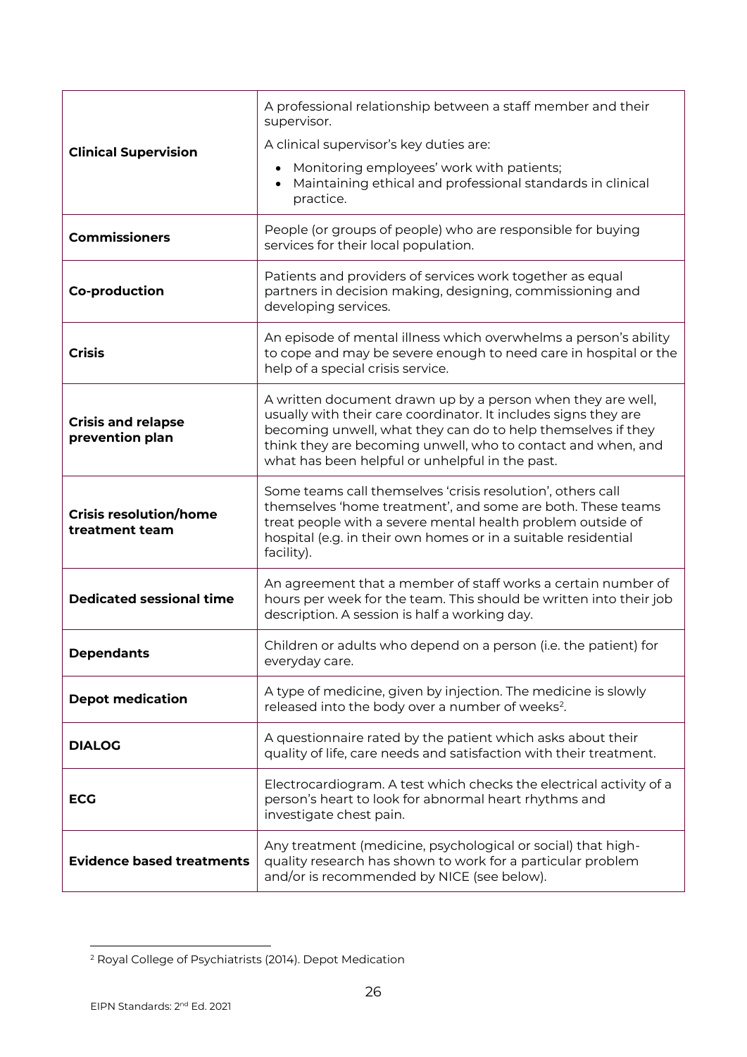| | |
|---|---|
| **Clinical Supervision** | A professional relationship between a staff member and their supervisor.<br>A clinical supervisor's key duties are:<br>• Monitoring employees' work with patients;<br>• Maintaining ethical and professional standards in clinical practice. |
| **Commissioners** | People (or groups of people) who are responsible for buying services for their local population. |
| **Co-production** | Patients and providers of services work together as equal partners in decision making, designing, commissioning and developing services. |
| **Crisis** | An episode of mental illness which overwhelms a person's ability to cope and may be severe enough to need care in hospital or the help of a special crisis service. |
| **Crisis and relapse prevention plan** | A written document drawn up by a person when they are well, usually with their care coordinator. It includes signs they are becoming unwell, what they can do to help themselves if they think they are becoming unwell, who to contact and when, and what has been helpful or unhelpful in the past. |
| **Crisis resolution/home treatment team** | Some teams call themselves 'crisis resolution', others call themselves 'home treatment', and some are both. These teams treat people with a severe mental health problem outside of hospital (e.g. in their own homes or in a suitable residential facility). |
| **Dedicated sessional time** | An agreement that a member of staff works a certain number of hours per week for the team. This should be written into their job description. A session is half a working day. |
| **Dependants** | Children or adults who depend on a person (i.e. the patient) for everyday care. |
| **Depot medication** | A type of medicine, given by injection. The medicine is slowly released into the body over a number of weeks[2]. |
| **DIALOG** | A questionnaire rated by the patient which asks about their quality of life, care needs and satisfaction with their treatment. |
| **ECG** | Electrocardiogram. A test which checks the electrical activity of a person's heart to look for abnormal heart rhythms and investigate chest pain. |
| **Evidence based treatments** | Any treatment (medicine, psychological or social) that high-quality research has shown to work for a particular problem and/or is recommended by NICE (see below). |

[2] Royal College of Psychiatrists (2014). Depot Medication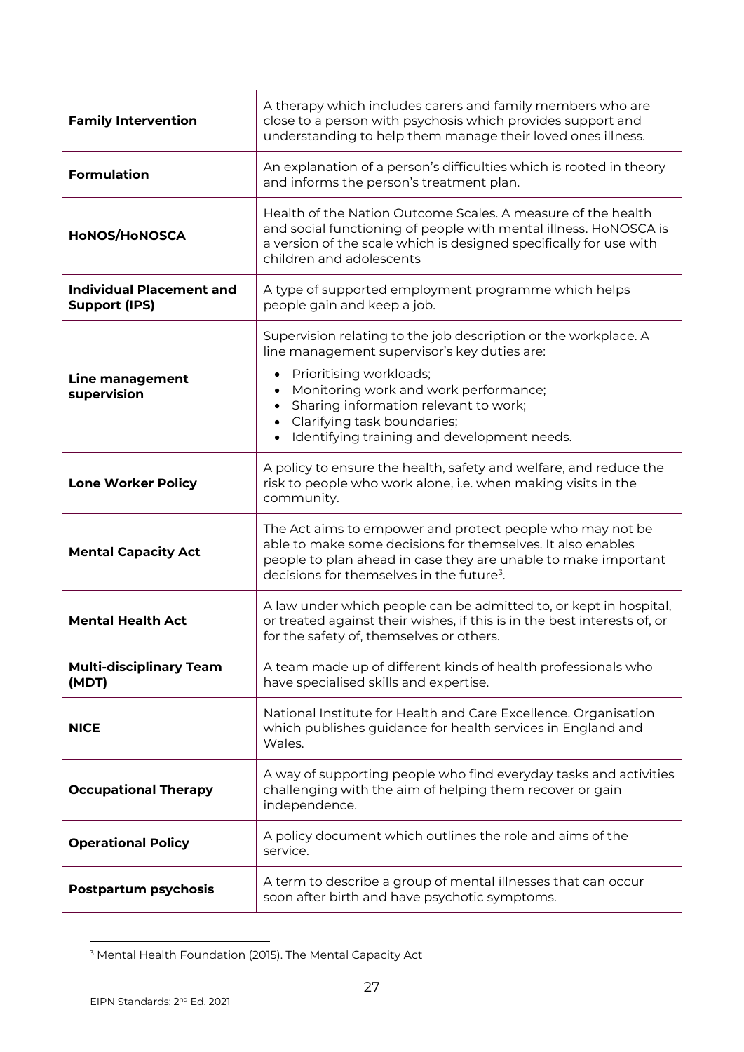| | |
|---|---|
| **Family Intervention** | A therapy which includes carers and family members who are close to a person with psychosis which provides support and understanding to help them manage their loved ones illness. |
| **Formulation** | An explanation of a person's difficulties which is rooted in theory and informs the person's treatment plan. |
| **HoNOS/HoNOSCA** | Health of the Nation Outcome Scales. A measure of the health and social functioning of people with mental illness. HoNOSCA is a version of the scale which is designed specifically for use with children and adolescents |
| **Individual Placement and Support (IPS)** | A type of supported employment programme which helps people gain and keep a job. |
| **Line management supervision** | Supervision relating to the job description or the workplace. A line management supervisor's key duties are:<br>• Prioritising workloads;<br>• Monitoring work and work performance;<br>• Sharing information relevant to work;<br>• Clarifying task boundaries;<br>• Identifying training and development needs. |
| **Lone Worker Policy** | A policy to ensure the health, safety and welfare, and reduce the risk to people who work alone, i.e. when making visits in the community. |
| **Mental Capacity Act** | The Act aims to empower and protect people who may not be able to make some decisions for themselves. It also enables people to plan ahead in case they are unable to make important decisions for themselves in the future[3]. |
| **Mental Health Act** | A law under which people can be admitted to, or kept in hospital, or treated against their wishes, if this is in the best interests of, or for the safety of, themselves or others. |
| **Multi-disciplinary Team (MDT)** | A team made up of different kinds of health professionals who have specialised skills and expertise. |
| **NICE** | National Institute for Health and Care Excellence. Organisation which publishes guidance for health services in England and Wales. |
| **Occupational Therapy** | A way of supporting people who find everyday tasks and activities challenging with the aim of helping them recover or gain independence. |
| **Operational Policy** | A policy document which outlines the role and aims of the service. |
| **Postpartum psychosis** | A term to describe a group of mental illnesses that can occur soon after birth and have psychotic symptoms. |

[3] Mental Health Foundation (2015). The Mental Capacity Act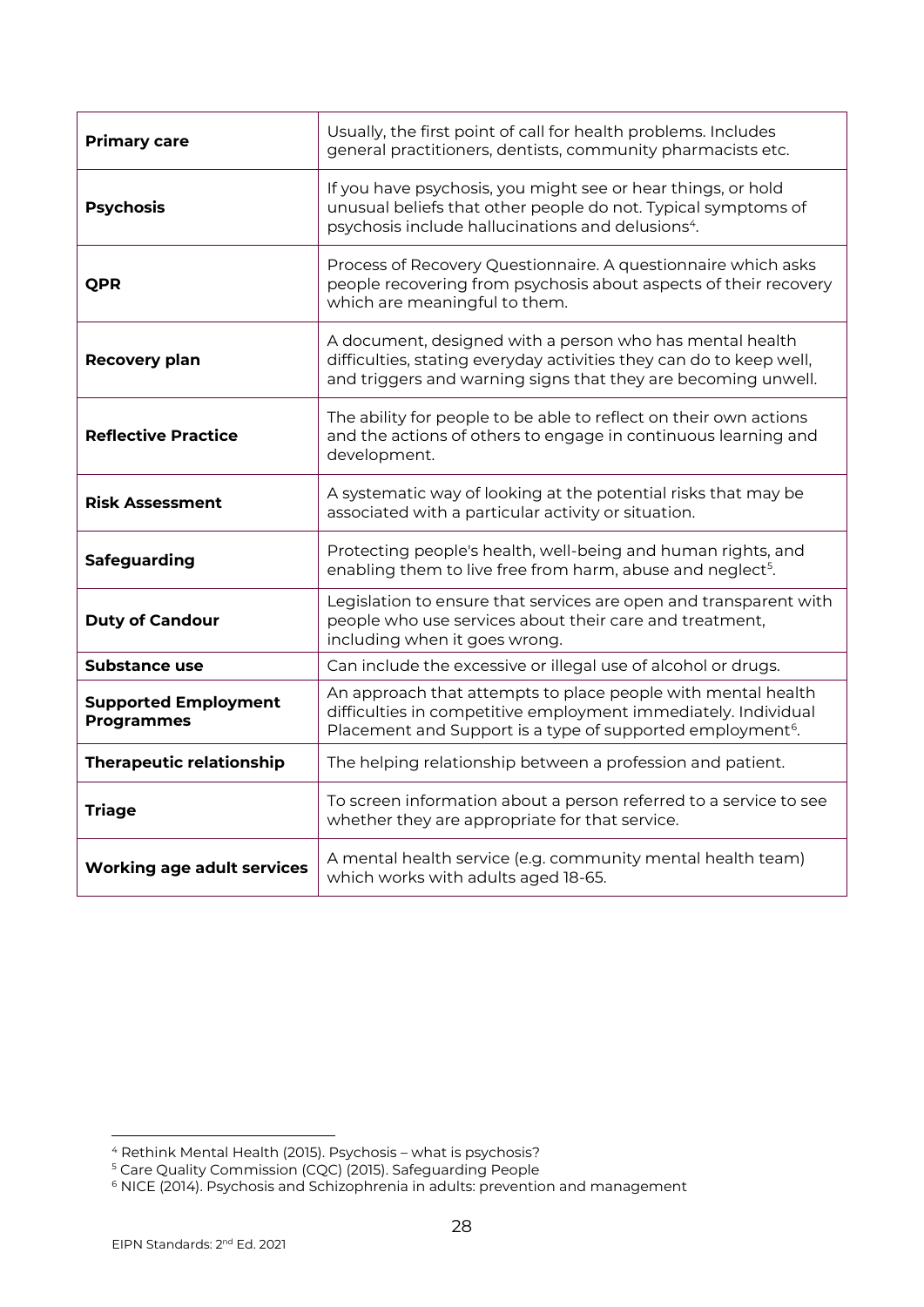| | |
|---|---|
| **Primary care** | Usually, the first point of call for health problems. Includes general practitioners, dentists, community pharmacists etc. |
| **Psychosis** | If you have psychosis, you might see or hear things, or hold unusual beliefs that other people do not. Typical symptoms of psychosis include hallucinations and delusions[4]. |
| **QPR** | Process of Recovery Questionnaire. A questionnaire which asks people recovering from psychosis about aspects of their recovery which are meaningful to them. |
| **Recovery plan** | A document, designed with a person who has mental health difficulties, stating everyday activities they can do to keep well, and triggers and warning signs that they are becoming unwell. |
| **Reflective Practice** | The ability for people to be able to reflect on their own actions and the actions of others to engage in continuous learning and development. |
| **Risk Assessment** | A systematic way of looking at the potential risks that may be associated with a particular activity or situation. |
| **Safeguarding** | Protecting people's health, well-being and human rights, and enabling them to live free from harm, abuse and neglect[5]. |
| **Duty of Candour** | Legislation to ensure that services are open and transparent with people who use services about their care and treatment, including when it goes wrong. |
| **Substance use** | Can include the excessive or illegal use of alcohol or drugs. |
| **Supported Employment Programmes** | An approach that attempts to place people with mental health difficulties in competitive employment immediately. Individual Placement and Support is a type of supported employment[6]. |
| **Therapeutic relationship** | The helping relationship between a profession and patient. |
| **Triage** | To screen information about a person referred to a service to see whether they are appropriate for that service. |
| **Working age adult services** | A mental health service (e.g. community mental health team) which works with adults aged 18-65. |

[4] Rethink Mental Health (2015). Psychosis – what is psychosis?

[5] Care Quality Commission (CQC) (2015). Safeguarding People

[6] NICE (2014). Psychosis and Schizophrenia in adults: prevention and management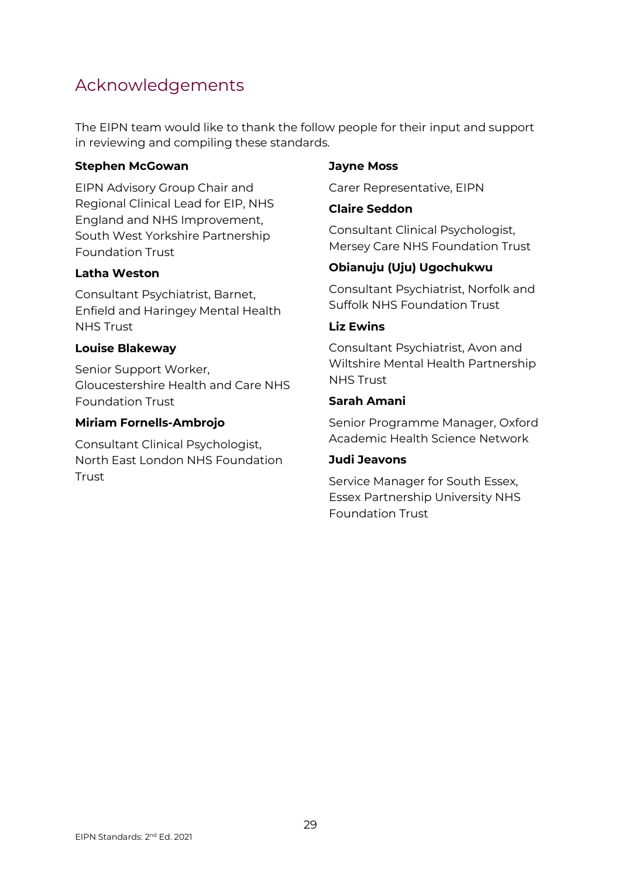## Acknowledgements

The EIPN team would like to thank the follow people for their input and support in reviewing and compiling these standards.

**Stephen McGowan**

EIPN Advisory Group Chair and Regional Clinical Lead for EIP, NHS England and NHS Improvement, South West Yorkshire Partnership Foundation Trust

**Latha Weston**

Consultant Psychiatrist, Barnet, Enfield and Haringey Mental Health NHS Trust

**Louise Blakeway**

Senior Support Worker, Gloucestershire Health and Care NHS Foundation Trust

**Miriam Fornells-Ambrojo**

Consultant Clinical Psychologist, North East London NHS Foundation Trust

**Jayne Moss**

Carer Representative, EIPN

**Claire Seddon**

Consultant Clinical Psychologist, Mersey Care NHS Foundation Trust

**Obianuju (Uju) Ugochukwu**

Consultant Psychiatrist, Norfolk and Suffolk NHS Foundation Trust

**Liz Ewins**

Consultant Psychiatrist, Avon and Wiltshire Mental Health Partnership NHS Trust

**Sarah Amani**

Senior Programme Manager, Oxford Academic Health Science Network

**Judi Jeavons**

Service Manager for South Essex, Essex Partnership University NHS Foundation Trust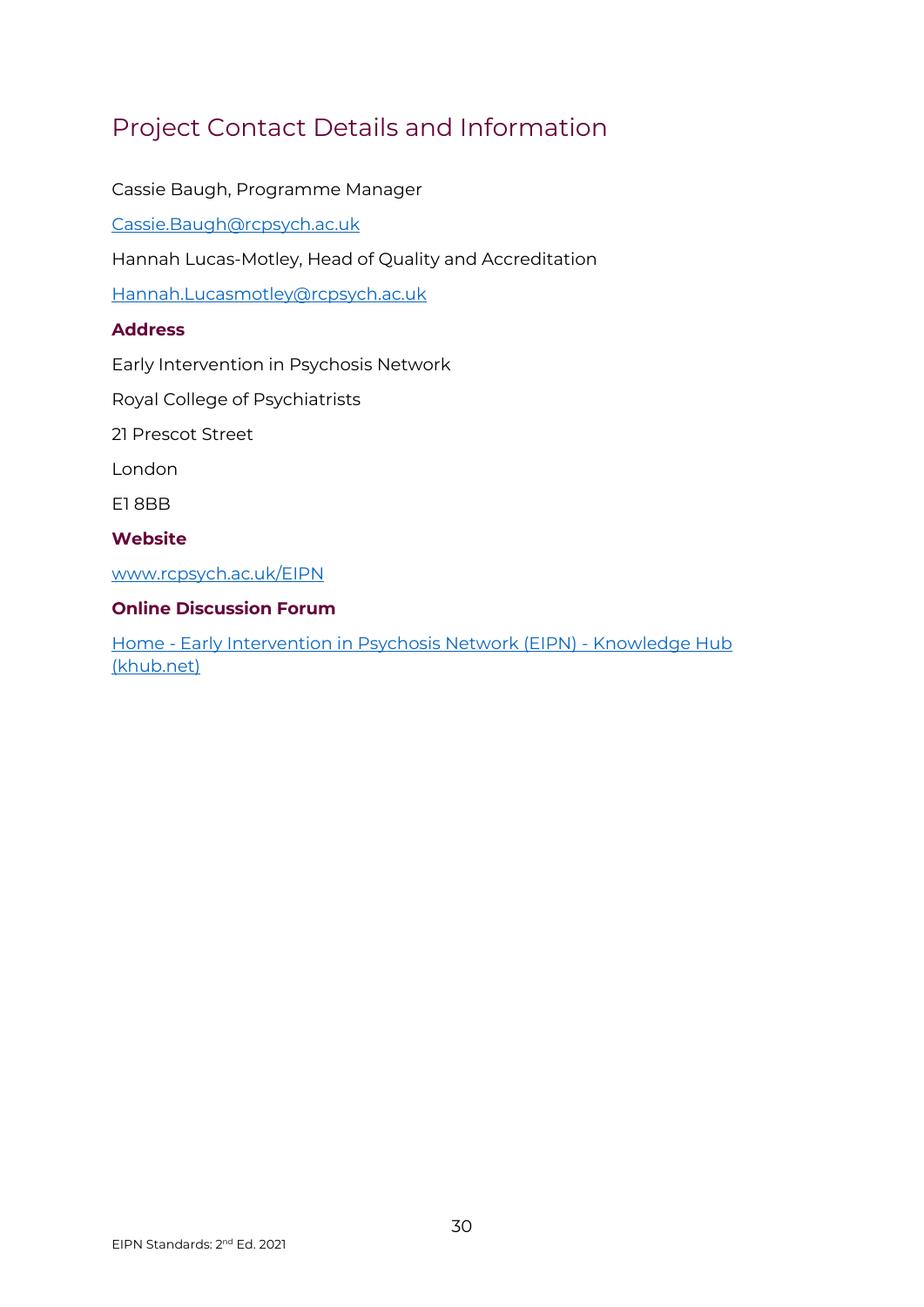# Project Contact Details and Information

Cassie Baugh, Programme Manager

Cassie.Baugh@rcpsych.ac.uk

Hannah Lucas-Motley, Head of Quality and Accreditation

Hannah.Lucasmotley@rcpsych.ac.uk

**Address**

Early Intervention in Psychosis Network

Royal College of Psychiatrists

21 Prescot Street

London

E1 8BB

**Website**

www.rcpsych.ac.uk/EIPN

**Online Discussion Forum**

Home - Early Intervention in Psychosis Network (EIPN) - Knowledge Hub (khub.net)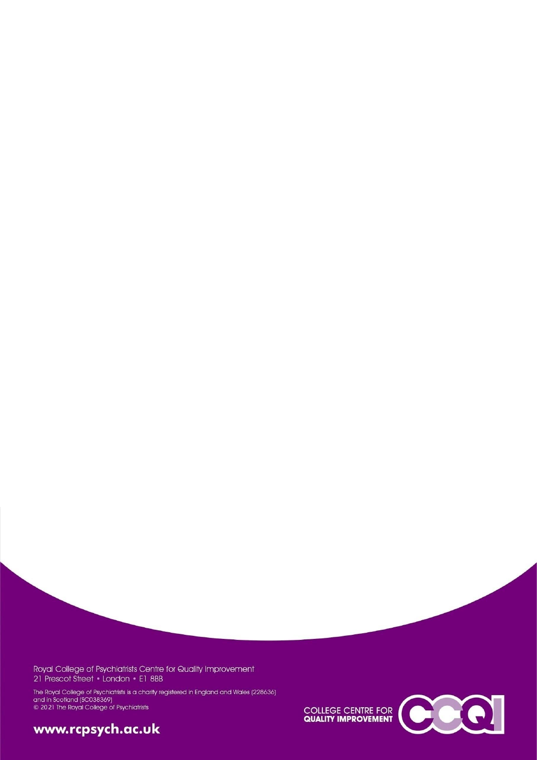Royal College of Psychiatrists Centre for Quality Improvement
21 Prescot Street • London • E1 8BB

The Royal College of Psychiatrists is a charity registered in England and Wales (228636) and in Scotland (SC038369)
© 2021 The Royal College of Psychiatrists

**www.rcpsych.ac.uk**

COLLEGE CENTRE FOR **QUALITY IMPROVEMENT**